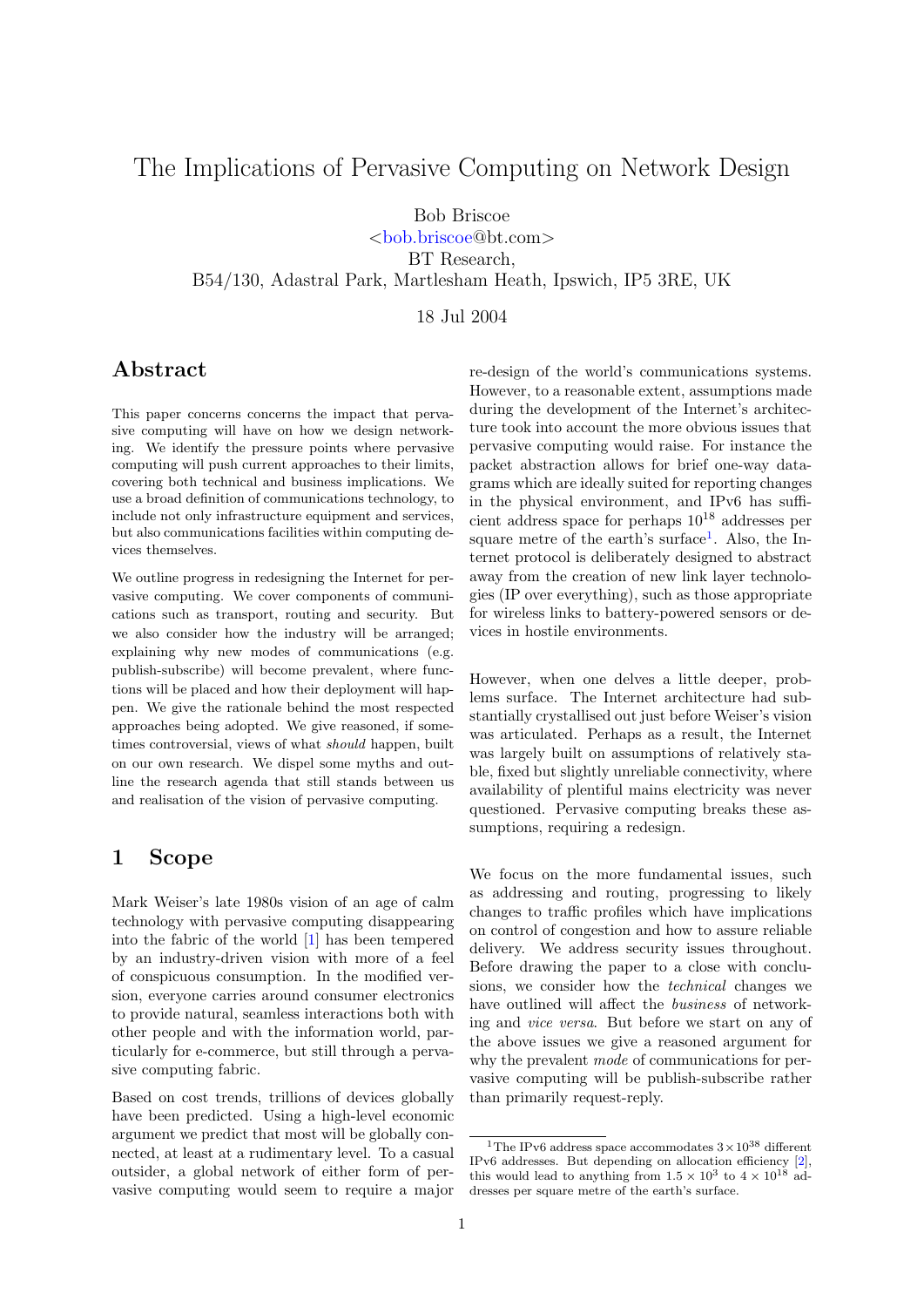# The Implications of Pervasive Computing on Network Design

Bob Briscoe
<bob.briscoe@bt.com>
BT Research,
B54/130, Adastral Park, Martlesham Heath, Ipswich, IP5 3RE, UK

18 Jul 2004

## Abstract

This paper concerns concerns the impact that pervasive computing will have on how we design networking. We identify the pressure points where pervasive computing will push current approaches to their limits, covering both technical and business implications. We use a broad definition of communications technology, to include not only infrastructure equipment and services, but also communications facilities within computing devices themselves.

We outline progress in redesigning the Internet for pervasive computing. We cover components of communications such as transport, routing and security. But we also consider how the industry will be arranged; explaining why new modes of communications (e.g. publish-subscribe) will become prevalent, where functions will be placed and how their deployment will happen. We give the rationale behind the most respected approaches being adopted. We give reasoned, if sometimes controversial, views of what *should* happen, built on our own research. We dispel some myths and outline the research agenda that still stands between us and realisation of the vision of pervasive computing.

## 1 Scope

Mark Weiser's late 1980s vision of an age of calm technology with pervasive computing disappearing into the fabric of the world [1] has been tempered by an industry-driven vision with more of a feel of conspicuous consumption. In the modified version, everyone carries around consumer electronics to provide natural, seamless interactions both with other people and with the information world, particularly for e-commerce, but still through a pervasive computing fabric.

Based on cost trends, trillions of devices globally have been predicted. Using a high-level economic argument we predict that most will be globally connected, at least at a rudimentary level. To a casual outsider, a global network of either form of pervasive computing would seem to require a major re-design of the world's communications systems. However, to a reasonable extent, assumptions made during the development of the Internet's architecture took into account the more obvious issues that pervasive computing would raise. For instance the packet abstraction allows for brief one-way datagrams which are ideally suited for reporting changes in the physical environment, and IPv6 has sufficient address space for perhaps $10^{18}$ addresses per square metre of the earth's surface[1]. Also, the Internet protocol is deliberately designed to abstract away from the creation of new link layer technologies (IP over everything), such as those appropriate for wireless links to battery-powered sensors or devices in hostile environments.

However, when one delves a little deeper, problems surface. The Internet architecture had substantially crystallised out just before Weiser's vision was articulated. Perhaps as a result, the Internet was largely built on assumptions of relatively stable, fixed but slightly unreliable connectivity, where availability of plentiful mains electricity was never questioned. Pervasive computing breaks these assumptions, requiring a redesign.

We focus on the more fundamental issues, such as addressing and routing, progressing to likely changes to traffic profiles which have implications on control of congestion and how to assure reliable delivery. We address security issues throughout. Before drawing the paper to a close with conclusions, we consider how the *technical* changes we have outlined will affect the *business* of networking and *vice versa*. But before we start on any of the above issues we give a reasoned argument for why the prevalent *mode* of communications for pervasive computing will be publish-subscribe rather than primarily request-reply.

[1] The IPv6 address space accommodates $3 \times 10^{38}$ different IPv6 addresses. But depending on allocation efficiency [2], this would lead to anything from $1.5 \times 10^{3}$ to $4 \times 10^{18}$ addresses per square metre of the earth's surface.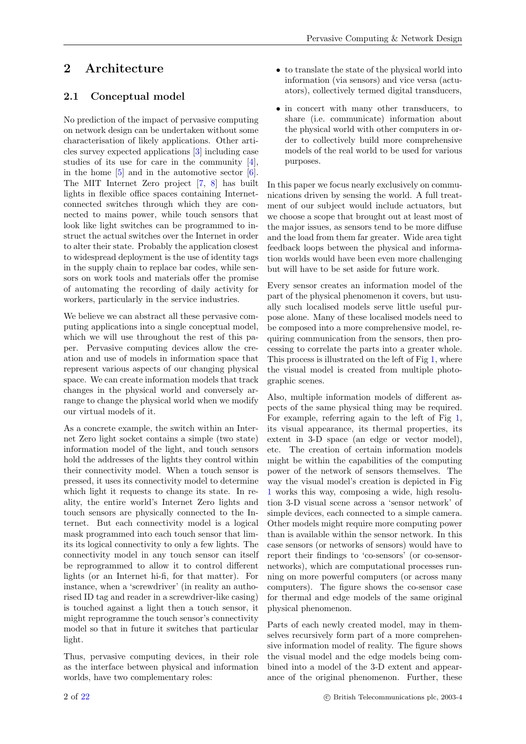## 2 Architecture

### 2.1 Conceptual model

No prediction of the impact of pervasive computing on network design can be undertaken without some characterisation of likely applications. Other articles survey expected applications [3] including case studies of its use for care in the community [4], in the home [5] and in the automotive sector [6]. The MIT Internet Zero project [7, 8] has built lights in flexible office spaces containing Internet-connected switches through which they are connected to mains power, while touch sensors that look like light switches can be programmed to instruct the actual switches over the Internet in order to alter their state. Probably the application closest to widespread deployment is the use of identity tags in the supply chain to replace bar codes, while sensors on work tools and materials offer the promise of automating the recording of daily activity for workers, particularly in the service industries.

We believe we can abstract all these pervasive computing applications into a single conceptual model, which we will use throughout the rest of this paper. Pervasive computing devices allow the creation and use of models in information space that represent various aspects of our changing physical space. We can create information models that track changes in the physical world and conversely arrange to change the physical world when we modify our virtual models of it.

As a concrete example, the switch within an Internet Zero light socket contains a simple (two state) information model of the light, and touch sensors hold the addresses of the lights they control within their connectivity model. When a touch sensor is pressed, it uses its connectivity model to determine which light it requests to change its state. In reality, the entire world's Internet Zero lights and touch sensors are physically connected to the Internet. But each connectivity model is a logical mask programmed into each touch sensor that limits its logical connectivity to only a few lights. The connectivity model in any touch sensor can itself be reprogrammed to allow it to control different lights (or an Internet hi-fi, for that matter). For instance, when a 'screwdriver' (in reality an authorised ID tag and reader in a screwdriver-like casing) is touched against a light then a touch sensor, it might reprogramme the touch sensor's connectivity model so that in future it switches that particular light.

Thus, pervasive computing devices, in their role as the interface between physical and information worlds, have two complementary roles:

- to translate the state of the physical world into information (via sensors) and vice versa (actuators), collectively termed digital transducers,
- in concert with many other transducers, to share (i.e. communicate) information about the physical world with other computers in order to collectively build more comprehensive models of the real world to be used for various purposes.

In this paper we focus nearly exclusively on communications driven by sensing the world. A full treatment of our subject would include actuators, but we choose a scope that brought out at least most of the major issues, as sensors tend to be more diffuse and the load from them far greater. Wide area tight feedback loops between the physical and information worlds would have been even more challenging but will have to be set aside for future work.

Every sensor creates an information model of the part of the physical phenomenon it covers, but usually such localised models serve little useful purpose alone. Many of these localised models need to be composed into a more comprehensive model, requiring communication from the sensors, then processing to correlate the parts into a greater whole. This process is illustrated on the left of Fig 1, where the visual model is created from multiple photographic scenes.

Also, multiple information models of different aspects of the same physical thing may be required. For example, referring again to the left of Fig 1, its visual appearance, its thermal properties, its extent in 3-D space (an edge or vector model), etc. The creation of certain information models might be within the capabilities of the computing power of the network of sensors themselves. The way the visual model's creation is depicted in Fig 1 works this way, composing a wide, high resolution 3-D visual scene across a 'sensor network' of simple devices, each connected to a simple camera. Other models might require more computing power than is available within the sensor network. In this case sensors (or networks of sensors) would have to report their findings to 'co-sensors' (or co-sensor-networks), which are computational processes running on more powerful computers (or across many computers). The figure shows the co-sensor case for thermal and edge models of the same original physical phenomenon.

Parts of each newly created model, may in themselves recursively form part of a more comprehensive information model of reality. The figure shows the visual model and the edge models being combined into a model of the 3-D extent and appearance of the original phenomenon. Further, these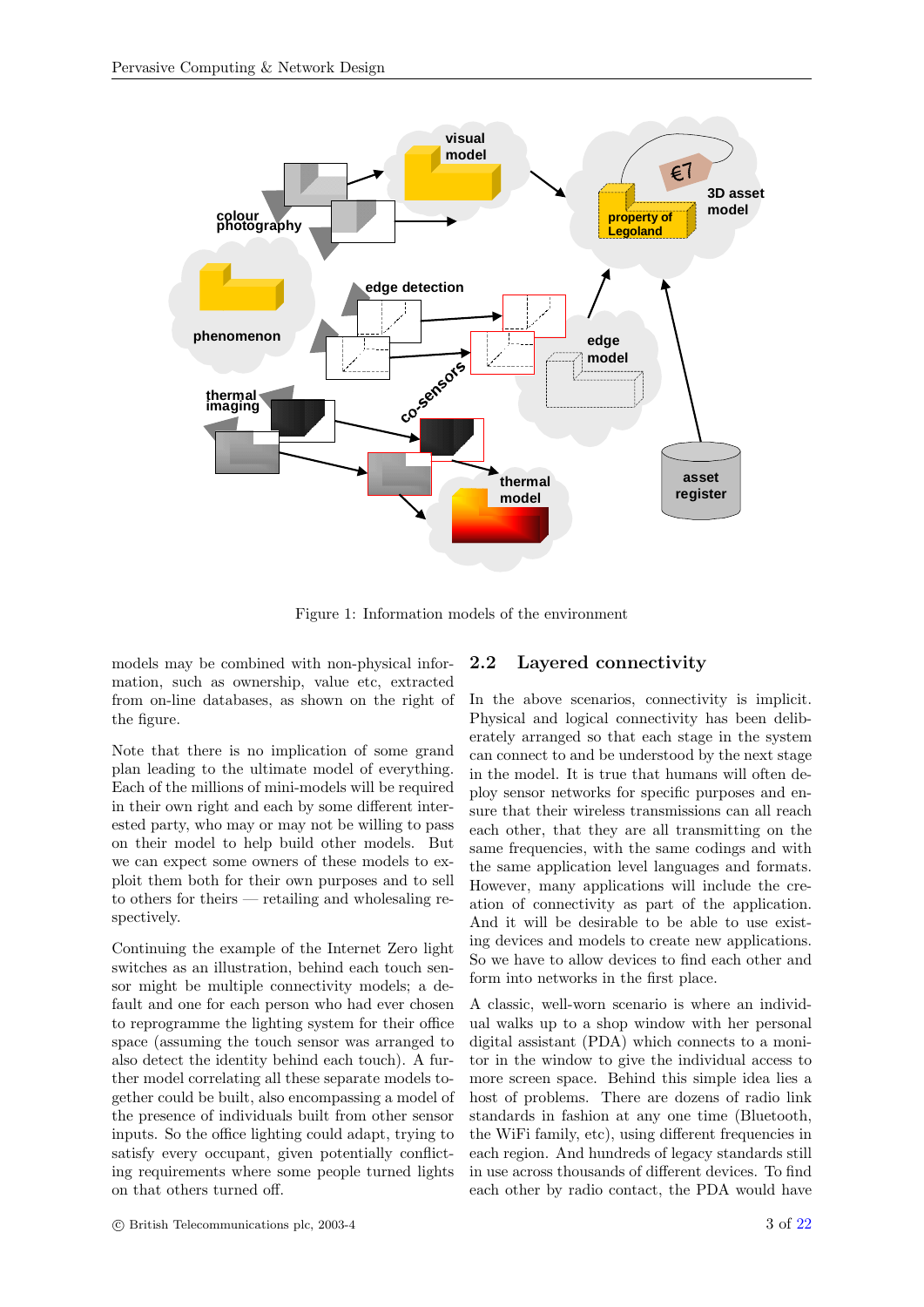colour photography

visual model

€7

property of Legoland

3D asset model

phenomenon

edge detection

edge model

thermal imaging

co-sensors

thermal model

asset register

Figure 1: Information models of the environment

models may be combined with non-physical information, such as ownership, value etc, extracted from on-line databases, as shown on the right of the figure.

Note that there is no implication of some grand plan leading to the ultimate model of everything. Each of the millions of mini-models will be required in their own right and each by some different interested party, who may or may not be willing to pass on their model to help build other models. But we can expect some owners of these models to exploit them both for their own purposes and to sell to others for theirs — retailing and wholesaling respectively.

Continuing the example of the Internet Zero light switches as an illustration, behind each touch sensor might be multiple connectivity models; a default and one for each person who had ever chosen to reprogramme the lighting system for their office space (assuming the touch sensor was arranged to also detect the identity behind each touch). A further model correlating all these separate models together could be built, also encompassing a model of the presence of individuals built from other sensor inputs. So the office lighting could adapt, trying to satisfy every occupant, given potentially conflicting requirements where some people turned lights on that others turned off.

## 2.2 Layered connectivity

In the above scenarios, connectivity is implicit. Physical and logical connectivity has been deliberately arranged so that each stage in the system can connect to and be understood by the next stage in the model. It is true that humans will often deploy sensor networks for specific purposes and ensure that their wireless transmissions can all reach each other, that they are all transmitting on the same frequencies, with the same codings and with the same application level languages and formats. However, many applications will include the creation of connectivity as part of the application. And it will be desirable to be able to use existing devices and models to create new applications. So we have to allow devices to find each other and form into networks in the first place.

A classic, well-worn scenario is where an individual walks up to a shop window with her personal digital assistant (PDA) which connects to a monitor in the window to give the individual access to more screen space. Behind this simple idea lies a host of problems. There are dozens of radio link standards in fashion at any one time (Bluetooth, the WiFi family, etc), using different frequencies in each region. And hundreds of legacy standards still in use across thousands of different devices. To find each other by radio contact, the PDA would have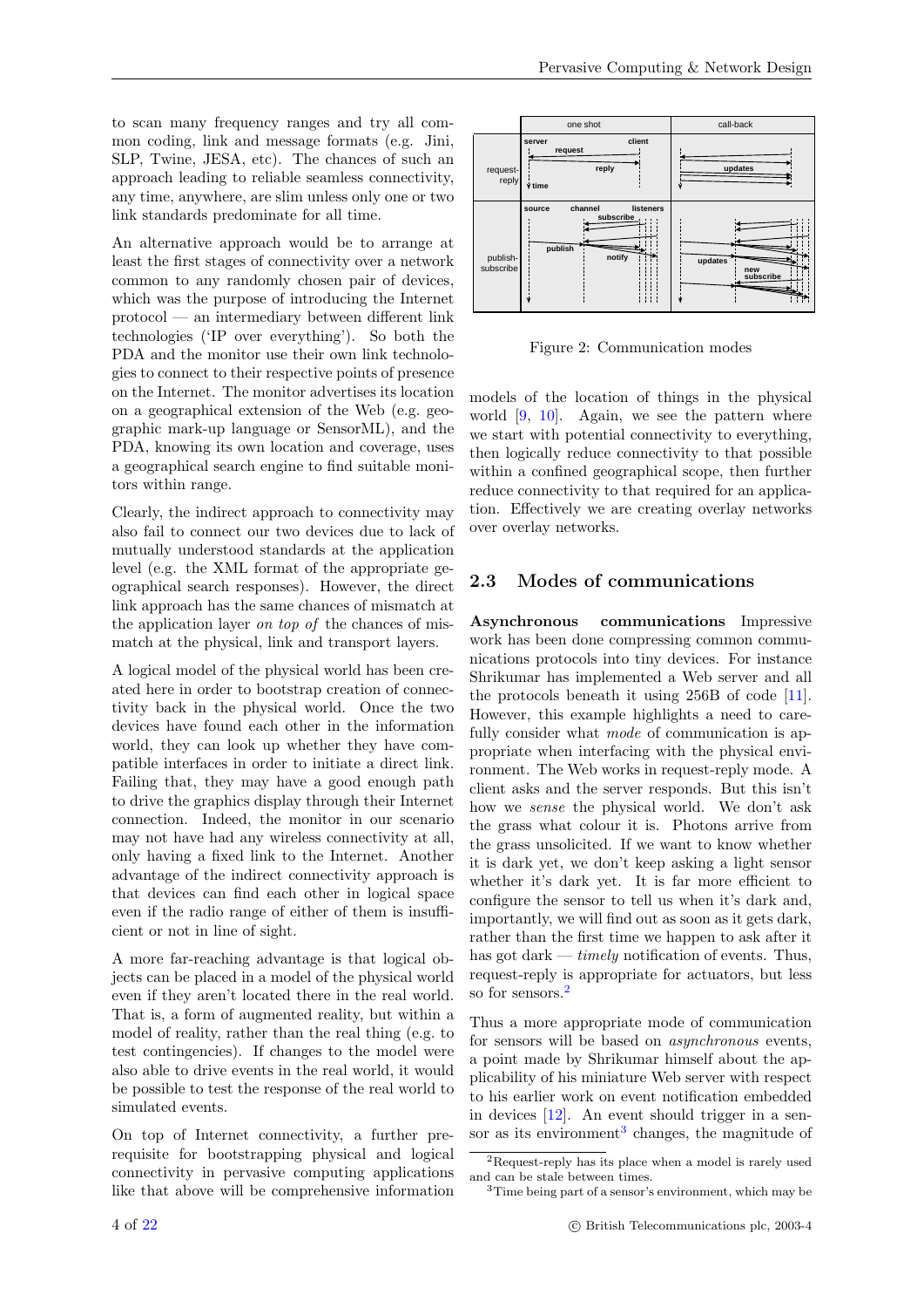to scan many frequency ranges and try all common coding, link and message formats (e.g. Jini, SLP, Twine, JESA, etc). The chances of such an approach leading to reliable seamless connectivity, any time, anywhere, are slim unless only one or two link standards predominate for all time.

An alternative approach would be to arrange at least the first stages of connectivity over a network common to any randomly chosen pair of devices, which was the purpose of introducing the Internet protocol — an intermediary between different link technologies ('IP over everything'). So both the PDA and the monitor use their own link technologies to connect to their respective points of presence on the Internet. The monitor advertises its location on a geographical extension of the Web (e.g. geographic mark-up language or SensorML), and the PDA, knowing its own location and coverage, uses a geographical search engine to find suitable monitors within range.

Clearly, the indirect approach to connectivity may also fail to connect our two devices due to lack of mutually understood standards at the application level (e.g. the XML format of the appropriate geographical search responses). However, the direct link approach has the same chances of mismatch at the application layer *on top of* the chances of mismatch at the physical, link and transport layers.

A logical model of the physical world has been created here in order to bootstrap creation of connectivity back in the physical world. Once the two devices have found each other in the information world, they can look up whether they have compatible interfaces in order to initiate a direct link. Failing that, they may have a good enough path to drive the graphics display through their Internet connection. Indeed, the monitor in our scenario may not have had any wireless connectivity at all, only having a fixed link to the Internet. Another advantage of the indirect connectivity approach is that devices can find each other in logical space even if the radio range of either of them is insufficient or not in line of sight.

A more far-reaching advantage is that logical objects can be placed in a model of the physical world even if they aren't located there in the real world. That is, a form of augmented reality, but within a model of reality, rather than the real thing (e.g. to test contingencies). If changes to the model were also able to drive events in the real world, it would be possible to test the response of the real world to simulated events.

On top of Internet connectivity, a further prerequisite for bootstrapping physical and logical connectivity in pervasive computing applications like that above will be comprehensive information

one shot
call-back
request-reply
server
client
request
reply
time
updates
publish-subscribe
source
channel
listeners
subscribe
publish
notify
updates
new subscribe

Figure 2: Communication modes

models of the location of things in the physical world [9, 10]. Again, we see the pattern where we start with potential connectivity to everything, then logically reduce connectivity to that possible within a confined geographical scope, then further reduce connectivity to that required for an application. Effectively we are creating overlay networks over overlay networks.

## 2.3 Modes of communications

**Asynchronous communications** Impressive work has been done compressing common communications protocols into tiny devices. For instance Shrikumar has implemented a Web server and all the protocols beneath it using 256B of code [11]. However, this example highlights a need to carefully consider what *mode* of communication is appropriate when interfacing with the physical environment. The Web works in request-reply mode. A client asks and the server responds. But this isn't how we *sense* the physical world. We don't ask the grass what colour it is. Photons arrive from the grass unsolicited. If we want to know whether it is dark yet, we don't keep asking a light sensor whether it's dark yet. It is far more efficient to configure the sensor to tell us when it's dark and, importantly, we will find out as soon as it gets dark, rather than the first time we happen to ask after it has got dark — *timely* notification of events. Thus, request-reply is appropriate for actuators, but less so for sensors.[2]

Thus a more appropriate mode of communication for sensors will be based on *asynchronous* events, a point made by Shrikumar himself about the applicability of his miniature Web server with respect to his earlier work on event notification embedded in devices [12]. An event should trigger in a sensor as its environment[3] changes, the magnitude of

[2] Request-reply has its place when a model is rarely used and can be stale between times.

[3] Time being part of a sensor's environment, which may be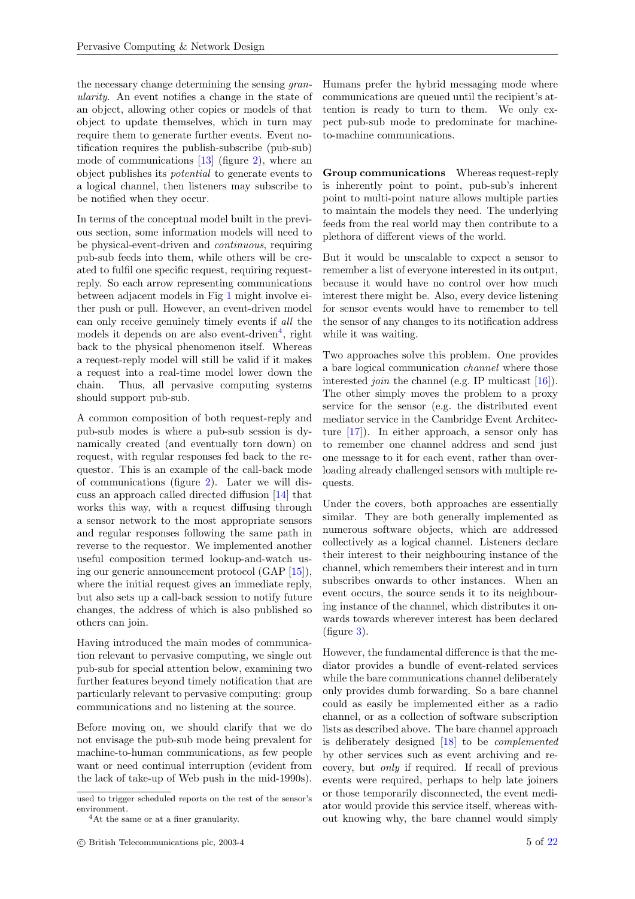the necessary change determining the sensing *granularity*. An event notifies a change in the state of an object, allowing other copies or models of that object to update themselves, which in turn may require them to generate further events. Event notification requires the publish-subscribe (pub-sub) mode of communications [13] (figure 2), where an object publishes its *potential* to generate events to a logical channel, then listeners may subscribe to be notified when they occur.

In terms of the conceptual model built in the previous section, some information models will need to be physical-event-driven and *continuous*, requiring pub-sub feeds into them, while others will be created to fulfil one specific request, requiring request-reply. So each arrow representing communications between adjacent models in Fig 1 might involve either push or pull. However, an event-driven model can only receive genuinely timely events if *all* the models it depends on are also event-driven[4], right back to the physical phenomenon itself. Whereas a request-reply model will still be valid if it makes a request into a real-time model lower down the chain. Thus, all pervasive computing systems should support pub-sub.

A common composition of both request-reply and pub-sub modes is where a pub-sub session is dynamically created (and eventually torn down) on request, with regular responses fed back to the requestor. This is an example of the call-back mode of communications (figure 2). Later we will discuss an approach called directed diffusion [14] that works this way, with a request diffusing through a sensor network to the most appropriate sensors and regular responses following the same path in reverse to the requestor. We implemented another useful composition termed lookup-and-watch using our generic announcement protocol (GAP [15]), where the initial request gives an immediate reply, but also sets up a call-back session to notify future changes, the address of which is also published so others can join.

Having introduced the main modes of communication relevant to pervasive computing, we single out pub-sub for special attention below, examining two further features beyond timely notification that are particularly relevant to pervasive computing: group communications and no listening at the source.

Before moving on, we should clarify that we do not envisage the pub-sub mode being prevalent for machine-to-human communications, as few people want or need continual interruption (evident from the lack of take-up of Web push in the mid-1990s). Humans prefer the hybrid messaging mode where communications are queued until the recipient's attention is ready to turn to them. We only expect pub-sub mode to predominate for machine-to-machine communications.

**Group communications** Whereas request-reply is inherently point to point, pub-sub's inherent point to multi-point nature allows multiple parties to maintain the models they need. The underlying feeds from the real world may then contribute to a plethora of different views of the world.

But it would be unscalable to expect a sensor to remember a list of everyone interested in its output, because it would have no control over how much interest there might be. Also, every device listening for sensor events would have to remember to tell the sensor of any changes to its notification address while it was waiting.

Two approaches solve this problem. One provides a bare logical communication *channel* where those interested *join* the channel (e.g. IP multicast [16]). The other simply moves the problem to a proxy service for the sensor (e.g. the distributed event mediator service in the Cambridge Event Architecture [17]). In either approach, a sensor only has to remember one channel address and send just one message to it for each event, rather than overloading already challenged sensors with multiple requests.

Under the covers, both approaches are essentially similar. They are both generally implemented as numerous software objects, which are addressed collectively as a logical channel. Listeners declare their interest to their neighbouring instance of the channel, which remembers their interest and in turn subscribes onwards to other instances. When an event occurs, the source sends it to its neighbouring instance of the channel, which distributes it onwards towards wherever interest has been declared (figure 3).

However, the fundamental difference is that the mediator provides a bundle of event-related services while the bare communications channel deliberately only provides dumb forwarding. So a bare channel could as easily be implemented either as a radio channel, or as a collection of software subscription lists as described above. The bare channel approach is deliberately designed [18] to be *complemented* by other services such as event archiving and recovery, but *only* if required. If recall of previous events were required, perhaps to help late joiners or those temporarily disconnected, the event mediator would provide this service itself, whereas without knowing why, the bare channel would simply

used to trigger scheduled reports on the rest of the sensor's environment.

[4] At the same or at a finer granularity.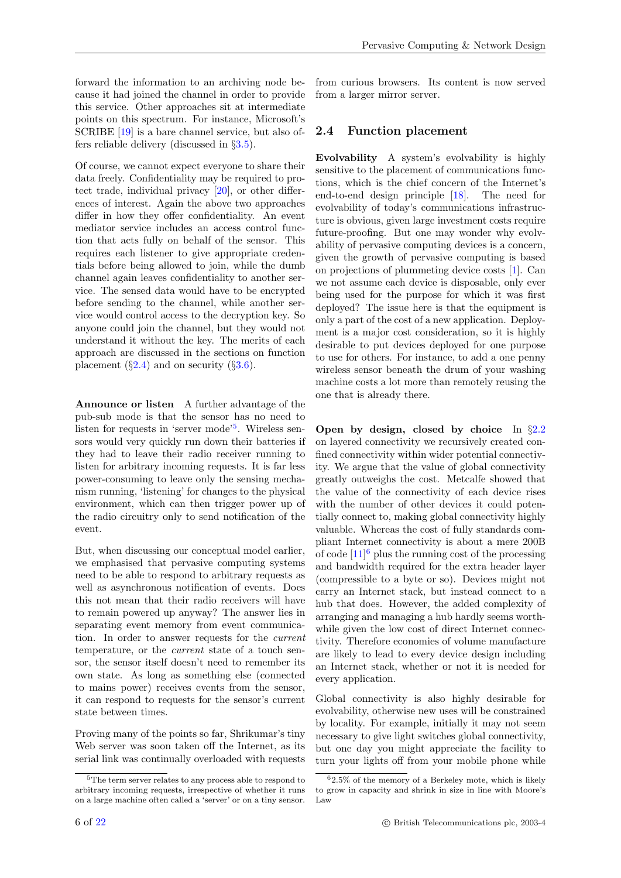forward the information to an archiving node because it had joined the channel in order to provide this service. Other approaches sit at intermediate points on this spectrum. For instance, Microsoft's SCRIBE [19] is a bare channel service, but also offers reliable delivery (discussed in §3.5).

Of course, we cannot expect everyone to share their data freely. Confidentiality may be required to protect trade, individual privacy [20], or other differences of interest. Again the above two approaches differ in how they offer confidentiality. An event mediator service includes an access control function that acts fully on behalf of the sensor. This requires each listener to give appropriate credentials before being allowed to join, while the dumb channel again leaves confidentiality to another service. The sensed data would have to be encrypted before sending to the channel, while another service would control access to the decryption key. So anyone could join the channel, but they would not understand it without the key. The merits of each approach are discussed in the sections on function placement (§2.4) and on security (§3.6).

**Announce or listen** A further advantage of the pub-sub mode is that the sensor has no need to listen for requests in 'server mode'[5]. Wireless sensors would very quickly run down their batteries if they had to leave their radio receiver running to listen for arbitrary incoming requests. It is far less power-consuming to leave only the sensing mechanism running, 'listening' for changes to the physical environment, which can then trigger power up of the radio circuitry only to send notification of the event.

But, when discussing our conceptual model earlier, we emphasised that pervasive computing systems need to be able to respond to arbitrary requests as well as asynchronous notification of events. Does this not mean that their radio receivers will have to remain powered up anyway? The answer lies in separating event memory from event communication. In order to answer requests for the *current* temperature, or the *current* state of a touch sensor, the sensor itself doesn't need to remember its own state. As long as something else (connected to mains power) receives events from the sensor, it can respond to requests for the sensor's current state between times.

Proving many of the points so far, Shrikumar's tiny Web server was soon taken off the Internet, as its serial link was continually overloaded with requests from curious browsers. Its content is now served from a larger mirror server.

[5] The term server relates to any process able to respond to arbitrary incoming requests, irrespective of whether it runs on a large machine often called a 'server' or on a tiny sensor.

## 2.4 Function placement

**Evolvability** A system's evolvability is highly sensitive to the placement of communications functions, which is the chief concern of the Internet's end-to-end design principle [18]. The need for evolvability of today's communications infrastructure is obvious, given large investment costs require future-proofing. But one may wonder why evolvability of pervasive computing devices is a concern, given the growth of pervasive computing is based on projections of plummeting device costs [1]. Can we not assume each device is disposable, only ever being used for the purpose for which it was first deployed? The issue here is that the equipment is only a part of the cost of a new application. Deployment is a major cost consideration, so it is highly desirable to put devices deployed for one purpose to use for others. For instance, to add a one penny wireless sensor beneath the drum of your washing machine costs a lot more than remotely reusing the one that is already there.

**Open by design, closed by choice** In §2.2 on layered connectivity we recursively created confined connectivity within wider potential connectivity. We argue that the value of global connectivity greatly outweighs the cost. Metcalfe showed that the value of the connectivity of each device rises with the number of other devices it could potentially connect to, making global connectivity highly valuable. Whereas the cost of fully standards compliant Internet connectivity is about a mere 200B of code [11][6] plus the running cost of the processing and bandwidth required for the extra header layer (compressible to a byte or so). Devices might not carry an Internet stack, but instead connect to a hub that does. However, the added complexity of arranging and managing a hub hardly seems worthwhile given the low cost of direct Internet connectivity. Therefore economies of volume manufacture are likely to lead to every device design including an Internet stack, whether or not it is needed for every application.

Global connectivity is also highly desirable for evolvability, otherwise new uses will be constrained by locality. For example, initially it may not seem necessary to give light switches global connectivity, but one day you might appreciate the facility to turn your lights off from your mobile phone while

[6] 2.5% of the memory of a Berkeley mote, which is likely to grow in capacity and shrink in size in line with Moore's Law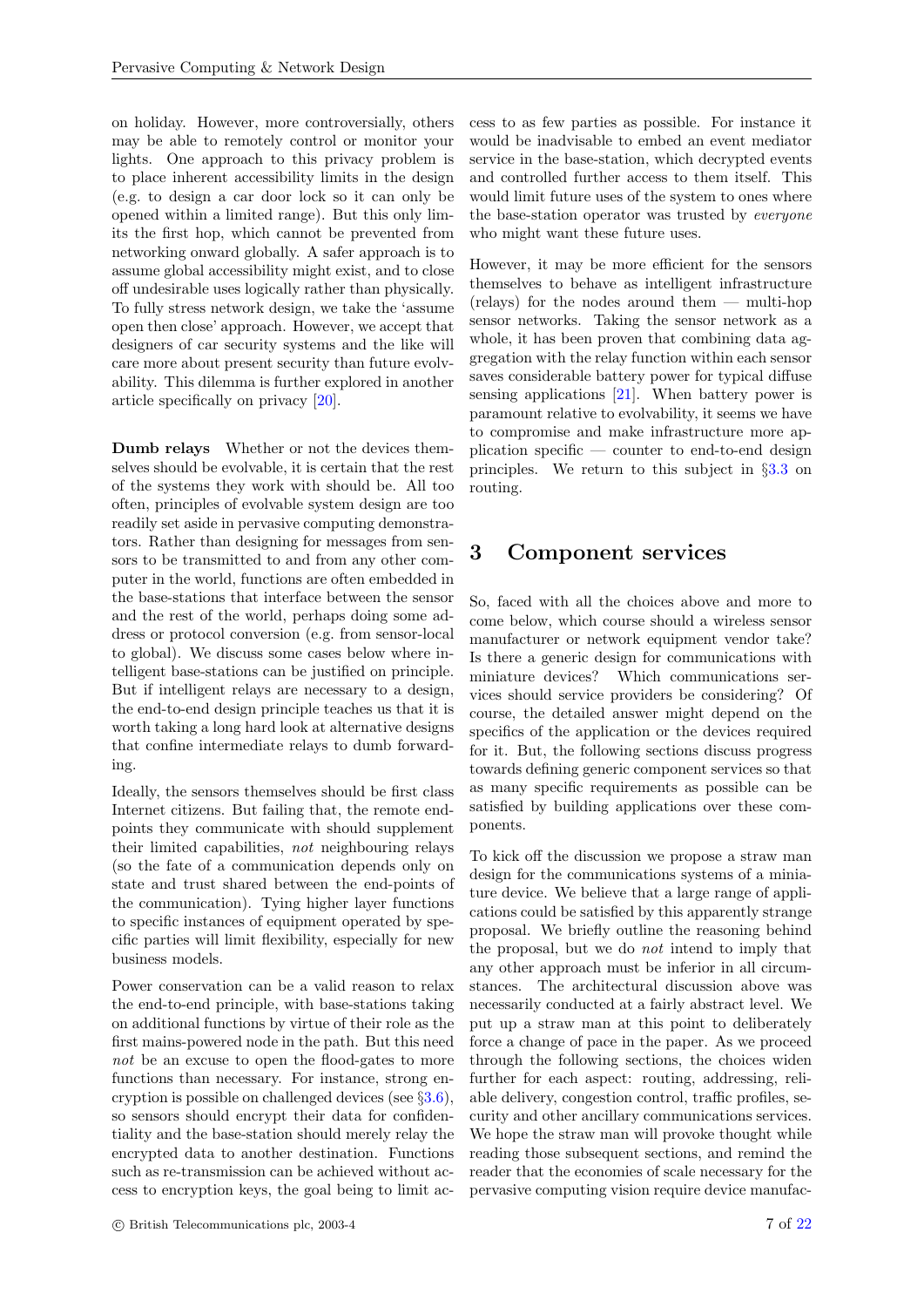on holiday. However, more controversially, others may be able to remotely control or monitor your lights. One approach to this privacy problem is to place inherent accessibility limits in the design (e.g. to design a car door lock so it can only be opened within a limited range). But this only limits the first hop, which cannot be prevented from networking onward globally. A safer approach is to assume global accessibility might exist, and to close off undesirable uses logically rather than physically. To fully stress network design, we take the 'assume open then close' approach. However, we accept that designers of car security systems and the like will care more about present security than future evolvability. This dilemma is further explored in another article specifically on privacy [20].

**Dumb relays** Whether or not the devices themselves should be evolvable, it is certain that the rest of the systems they work with should be. All too often, principles of evolvable system design are too readily set aside in pervasive computing demonstrators. Rather than designing for messages from sensors to be transmitted to and from any other computer in the world, functions are often embedded in the base-stations that interface between the sensor and the rest of the world, perhaps doing some address or protocol conversion (e.g. from sensor-local to global). We discuss some cases below where intelligent base-stations can be justified on principle. But if intelligent relays are necessary to a design, the end-to-end design principle teaches us that it is worth taking a long hard look at alternative designs that confine intermediate relays to dumb forwarding.

Ideally, the sensors themselves should be first class Internet citizens. But failing that, the remote endpoints they communicate with should supplement their limited capabilities, *not* neighbouring relays (so the fate of a communication depends only on state and trust shared between the end-points of the communication). Tying higher layer functions to specific instances of equipment operated by specific parties will limit flexibility, especially for new business models.

Power conservation can be a valid reason to relax the end-to-end principle, with base-stations taking on additional functions by virtue of their role as the first mains-powered node in the path. But this need *not* be an excuse to open the flood-gates to more functions than necessary. For instance, strong encryption is possible on challenged devices (see §3.6), so sensors should encrypt their data for confidentiality and the base-station should merely relay the encrypted data to another destination. Functions such as re-transmission can be achieved without access to encryption keys, the goal being to limit access to as few parties as possible. For instance it would be inadvisable to embed an event mediator service in the base-station, which decrypted events and controlled further access to them itself. This would limit future uses of the system to ones where the base-station operator was trusted by *everyone* who might want these future uses.

However, it may be more efficient for the sensors themselves to behave as intelligent infrastructure (relays) for the nodes around them — multi-hop sensor networks. Taking the sensor network as a whole, it has been proven that combining data aggregation with the relay function within each sensor saves considerable battery power for typical diffuse sensing applications [21]. When battery power is paramount relative to evolvability, it seems we have to compromise and make infrastructure more application specific — counter to end-to-end design principles. We return to this subject in §3.3 on routing.

# 3 Component services

So, faced with all the choices above and more to come below, which course should a wireless sensor manufacturer or network equipment vendor take? Is there a generic design for communications with miniature devices? Which communications services should service providers be considering? Of course, the detailed answer might depend on the specifics of the application or the devices required for it. But, the following sections discuss progress towards defining generic component services so that as many specific requirements as possible can be satisfied by building applications over these components.

To kick off the discussion we propose a straw man design for the communications systems of a miniature device. We believe that a large range of applications could be satisfied by this apparently strange proposal. We briefly outline the reasoning behind the proposal, but we do *not* intend to imply that any other approach must be inferior in all circumstances. The architectural discussion above was necessarily conducted at a fairly abstract level. We put up a straw man at this point to deliberately force a change of pace in the paper. As we proceed through the following sections, the choices widen further for each aspect: routing, addressing, reliable delivery, congestion control, traffic profiles, security and other ancillary communications services. We hope the straw man will provoke thought while reading those subsequent sections, and remind the reader that the economies of scale necessary for the pervasive computing vision require device manufac-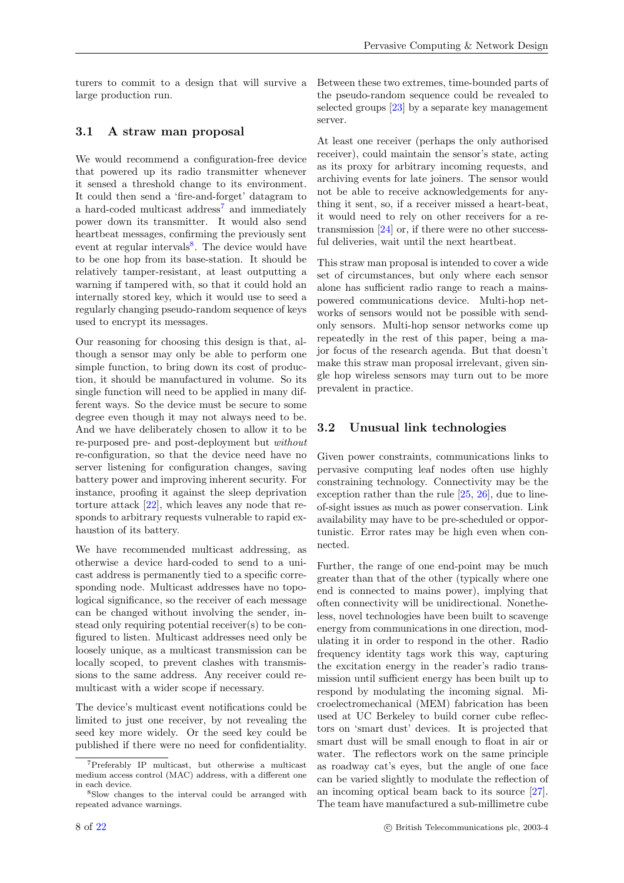turers to commit to a design that will survive a large production run.

## 3.1 A straw man proposal

We would recommend a configuration-free device that powered up its radio transmitter whenever it sensed a threshold change to its environment. It could then send a 'fire-and-forget' datagram to a hard-coded multicast address[7] and immediately power down its transmitter. It would also send heartbeat messages, confirming the previously sent event at regular intervals[8]. The device would have to be one hop from its base-station. It should be relatively tamper-resistant, at least outputting a warning if tampered with, so that it could hold an internally stored key, which it would use to seed a regularly changing pseudo-random sequence of keys used to encrypt its messages.

Our reasoning for choosing this design is that, although a sensor may only be able to perform one simple function, to bring down its cost of production, it should be manufactured in volume. So its single function will need to be applied in many different ways. So the device must be secure to some degree even though it may not always need to be. And we have deliberately chosen to allow it to be re-purposed pre- and post-deployment but *without* re-configuration, so that the device need have no server listening for configuration changes, saving battery power and improving inherent security. For instance, proofing it against the sleep deprivation torture attack [22], which leaves any node that responds to arbitrary requests vulnerable to rapid exhaustion of its battery.

We have recommended multicast addressing, as otherwise a device hard-coded to send to a unicast address is permanently tied to a specific corresponding node. Multicast addresses have no topological significance, so the receiver of each message can be changed without involving the sender, instead only requiring potential receiver(s) to be configured to listen. Multicast addresses need only be loosely unique, as a multicast transmission can be locally scoped, to prevent clashes with transmissions to the same address. Any receiver could re-multicast with a wider scope if necessary.

The device's multicast event notifications could be limited to just one receiver, by not revealing the seed key more widely. Or the seed key could be published if there were no need for confidentiality. Between these two extremes, time-bounded parts of the pseudo-random sequence could be revealed to selected groups [23] by a separate key management server.

At least one receiver (perhaps the only authorised receiver), could maintain the sensor's state, acting as its proxy for arbitrary incoming requests, and archiving events for late joiners. The sensor would not be able to receive acknowledgements for anything it sent, so, if a receiver missed a heart-beat, it would need to rely on other receivers for a re-transmission [24] or, if there were no other successful deliveries, wait until the next heartbeat.

This straw man proposal is intended to cover a wide set of circumstances, but only where each sensor alone has sufficient radio range to reach a mains-powered communications device. Multi-hop networks of sensors would not be possible with send-only sensors. Multi-hop sensor networks come up repeatedly in the rest of this paper, being a major focus of the research agenda. But that doesn't make this straw man proposal irrelevant, given single hop wireless sensors may turn out to be more prevalent in practice.

## 3.2 Unusual link technologies

Given power constraints, communications links to pervasive computing leaf nodes often use highly constraining technology. Connectivity may be the exception rather than the rule [25, 26], due to line-of-sight issues as much as power conservation. Link availability may have to be pre-scheduled or opportunistic. Error rates may be high even when connected.

Further, the range of one end-point may be much greater than that of the other (typically where one end is connected to mains power), implying that often connectivity will be unidirectional. Nonetheless, novel technologies have been built to scavenge energy from communications in one direction, modulating it in order to respond in the other. Radio frequency identity tags work this way, capturing the excitation energy in the reader's radio transmission until sufficient energy has been built up to respond by modulating the incoming signal. Microelectromechanical (MEM) fabrication has been used at UC Berkeley to build corner cube reflectors on 'smart dust' devices. It is projected that smart dust will be small enough to float in air or water. The reflectors work on the same principle as roadway cat's eyes, but the angle of one face can be varied slightly to modulate the reflection of an incoming optical beam back to its source [27]. The team have manufactured a sub-millimetre cube

[7] Preferably IP multicast, but otherwise a multicast medium access control (MAC) address, with a different one in each device.

[8] Slow changes to the interval could be arranged with repeated advance warnings.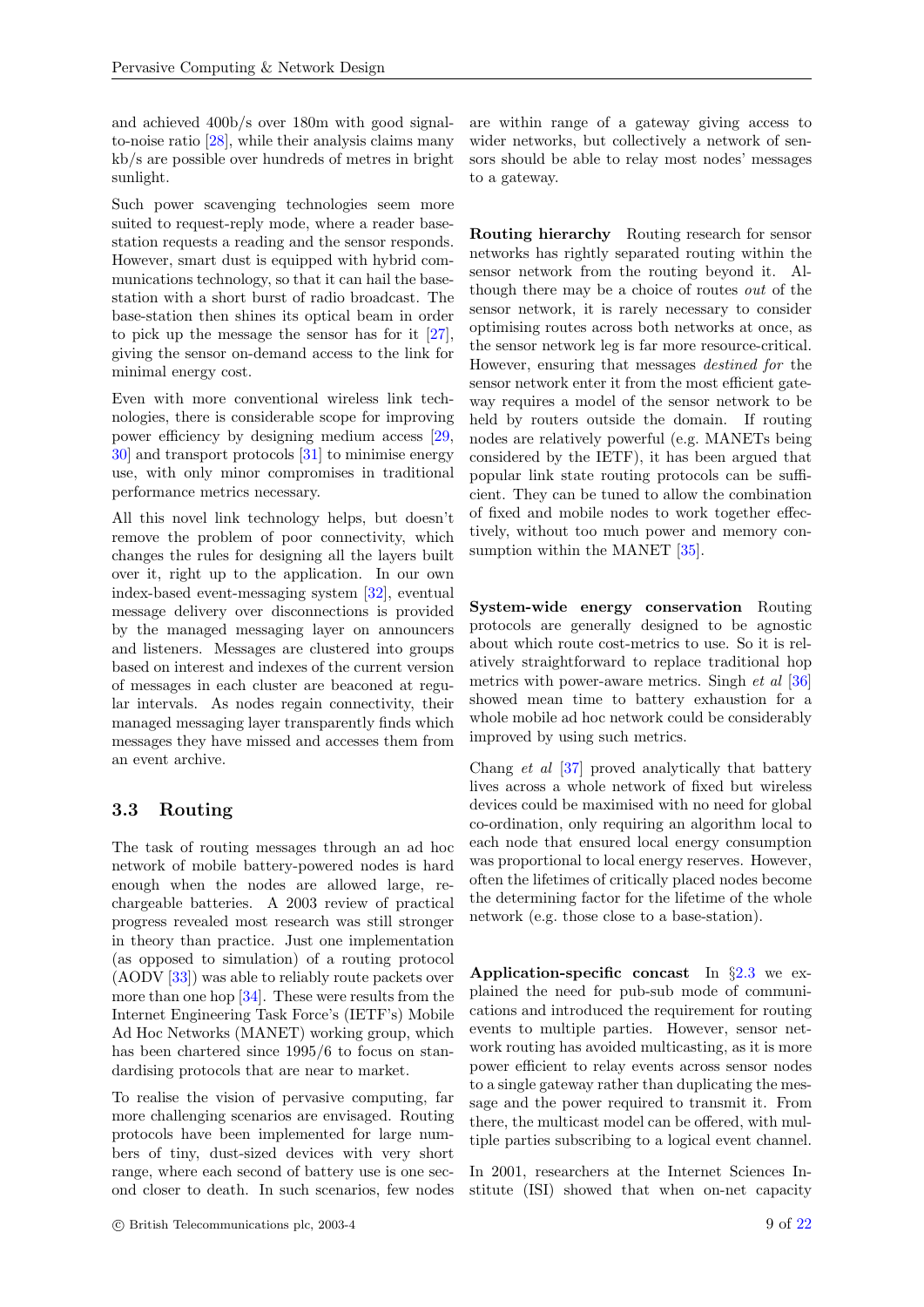and achieved 400b/s over 180m with good signal-to-noise ratio [28], while their analysis claims many kb/s are possible over hundreds of metres in bright sunlight.

Such power scavenging technologies seem more suited to request-reply mode, where a reader base-station requests a reading and the sensor responds. However, smart dust is equipped with hybrid communications technology, so that it can hail the base-station with a short burst of radio broadcast. The base-station then shines its optical beam in order to pick up the message the sensor has for it [27], giving the sensor on-demand access to the link for minimal energy cost.

Even with more conventional wireless link technologies, there is considerable scope for improving power efficiency by designing medium access [29, 30] and transport protocols [31] to minimise energy use, with only minor compromises in traditional performance metrics necessary.

All this novel link technology helps, but doesn't remove the problem of poor connectivity, which changes the rules for designing all the layers built over it, right up to the application. In our own index-based event-messaging system [32], eventual message delivery over disconnections is provided by the managed messaging layer on announcers and listeners. Messages are clustered into groups based on interest and indexes of the current version of messages in each cluster are beaconed at regular intervals. As nodes regain connectivity, their managed messaging layer transparently finds which messages they have missed and accesses them from an event archive.

### 3.3 Routing

The task of routing messages through an ad hoc network of mobile battery-powered nodes is hard enough when the nodes are allowed large, rechargeable batteries. A 2003 review of practical progress revealed most research was still stronger in theory than practice. Just one implementation (as opposed to simulation) of a routing protocol (AODV [33]) was able to reliably route packets over more than one hop [34]. These were results from the Internet Engineering Task Force's (IETF's) Mobile Ad Hoc Networks (MANET) working group, which has been chartered since 1995/6 to focus on standardising protocols that are near to market.

To realise the vision of pervasive computing, far more challenging scenarios are envisaged. Routing protocols have been implemented for large numbers of tiny, dust-sized devices with very short range, where each second of battery use is one second closer to death. In such scenarios, few nodes are within range of a gateway giving access to wider networks, but collectively a network of sensors should be able to relay most nodes' messages to a gateway.

**Routing hierarchy** Routing research for sensor networks has rightly separated routing within the sensor network from the routing beyond it. Although there may be a choice of routes *out* of the sensor network, it is rarely necessary to consider optimising routes across both networks at once, as the sensor network leg is far more resource-critical. However, ensuring that messages *destined for* the sensor network enter it from the most efficient gateway requires a model of the sensor network to be held by routers outside the domain. If routing nodes are relatively powerful (e.g. MANETs being considered by the IETF), it has been argued that popular link state routing protocols can be sufficient. They can be tuned to allow the combination of fixed and mobile nodes to work together effectively, without too much power and memory consumption within the MANET [35].

**System-wide energy conservation** Routing protocols are generally designed to be agnostic about which route cost-metrics to use. So it is relatively straightforward to replace traditional hop metrics with power-aware metrics. Singh *et al* [36] showed mean time to battery exhaustion for a whole mobile ad hoc network could be considerably improved by using such metrics.

Chang *et al* [37] proved analytically that battery lives across a whole network of fixed but wireless devices could be maximised with no need for global co-ordination, only requiring an algorithm local to each node that ensured local energy consumption was proportional to local energy reserves. However, often the lifetimes of critically placed nodes become the determining factor for the lifetime of the whole network (e.g. those close to a base-station).

**Application-specific concast** In §2.3 we explained the need for pub-sub mode of communications and introduced the requirement for routing events to multiple parties. However, sensor network routing has avoided multicasting, as it is more power efficient to relay events across sensor nodes to a single gateway rather than duplicating the message and the power required to transmit it. From there, the multicast model can be offered, with multiple parties subscribing to a logical event channel.

In 2001, researchers at the Internet Sciences Institute (ISI) showed that when on-net capacity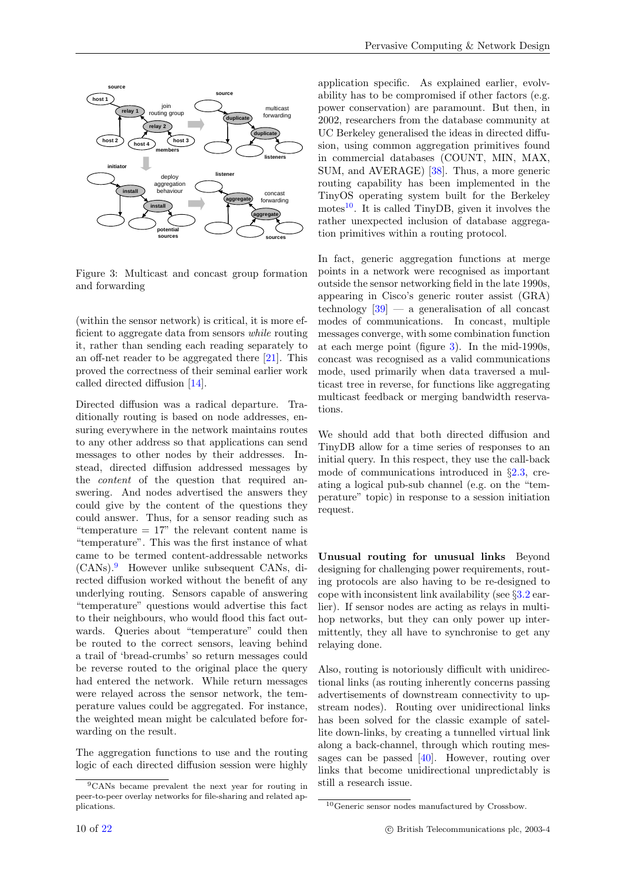Figure 3: Multicast and concast group formation and forwarding

(within the sensor network) is critical, it is more efficient to aggregate data from sensors *while* routing it, rather than sending each reading separately to an off-net reader to be aggregated there [21]. This proved the correctness of their seminal earlier work called directed diffusion [14].

Directed diffusion was a radical departure. Traditionally routing is based on node addresses, ensuring everywhere in the network maintains routes to any other address so that applications can send messages to other nodes by their addresses. Instead, directed diffusion addressed messages by the *content* of the question that required answering. And nodes advertised the answers they could give by the content of the questions they could answer. Thus, for a sensor reading such as "temperature = 17" the relevant content name is "temperature". This was the first instance of what came to be termed content-addressable networks (CANs).[9] However unlike subsequent CANs, directed diffusion worked without the benefit of any underlying routing. Sensors capable of answering "temperature" questions would advertise this fact to their neighbours, who would flood this fact outwards. Queries about "temperature" could then be routed to the correct sensors, leaving behind a trail of 'bread-crumbs' so return messages could be reverse routed to the original place the query had entered the network. While return messages were relayed across the sensor network, the temperature values could be aggregated. For instance, the weighted mean might be calculated before forwarding on the result.

The aggregation functions to use and the routing logic of each directed diffusion session were highly application specific. As explained earlier, evolvability has to be compromised if other factors (e.g. power conservation) are paramount. But then, in 2002, researchers from the database community at UC Berkeley generalised the ideas in directed diffusion, using common aggregation primitives found in commercial databases (COUNT, MIN, MAX, SUM, and AVERAGE) [38]. Thus, a more generic routing capability has been implemented in the TinyOS operating system built for the Berkeley motes[10]. It is called TinyDB, given it involves the rather unexpected inclusion of database aggregation primitives within a routing protocol.

In fact, generic aggregation functions at merge points in a network were recognised as important outside the sensor networking field in the late 1990s, appearing in Cisco's generic router assist (GRA) technology [39] — a generalisation of all concast modes of communications. In concast, multiple messages converge, with some combination function at each merge point (figure 3). In the mid-1990s, concast was recognised as a valid communications mode, used primarily when data traversed a multicast tree in reverse, for functions like aggregating multicast feedback or merging bandwidth reservations.

We should add that both directed diffusion and TinyDB allow for a time series of responses to an initial query. In this respect, they use the call-back mode of communications introduced in §2.3, creating a logical pub-sub channel (e.g. on the "temperature" topic) in response to a session initiation request.

**Unusual routing for unusual links** Beyond designing for challenging power requirements, routing protocols are also having to be re-designed to cope with inconsistent link availability (see §3.2 earlier). If sensor nodes are acting as relays in multihop networks, but they can only power up intermittently, they all have to synchronise to get any relaying done.

Also, routing is notoriously difficult with unidirectional links (as routing inherently concerns passing advertisements of downstream connectivity to upstream nodes). Routing over unidirectional links has been solved for the classic example of satellite down-links, by creating a tunnelled virtual link along a back-channel, through which routing messages can be passed [40]. However, routing over links that become unidirectional unpredictably is still a research issue.

[9] CANs became prevalent the next year for routing in peer-to-peer overlay networks for file-sharing and related applications.

[10] Generic sensor nodes manufactured by Crossbow.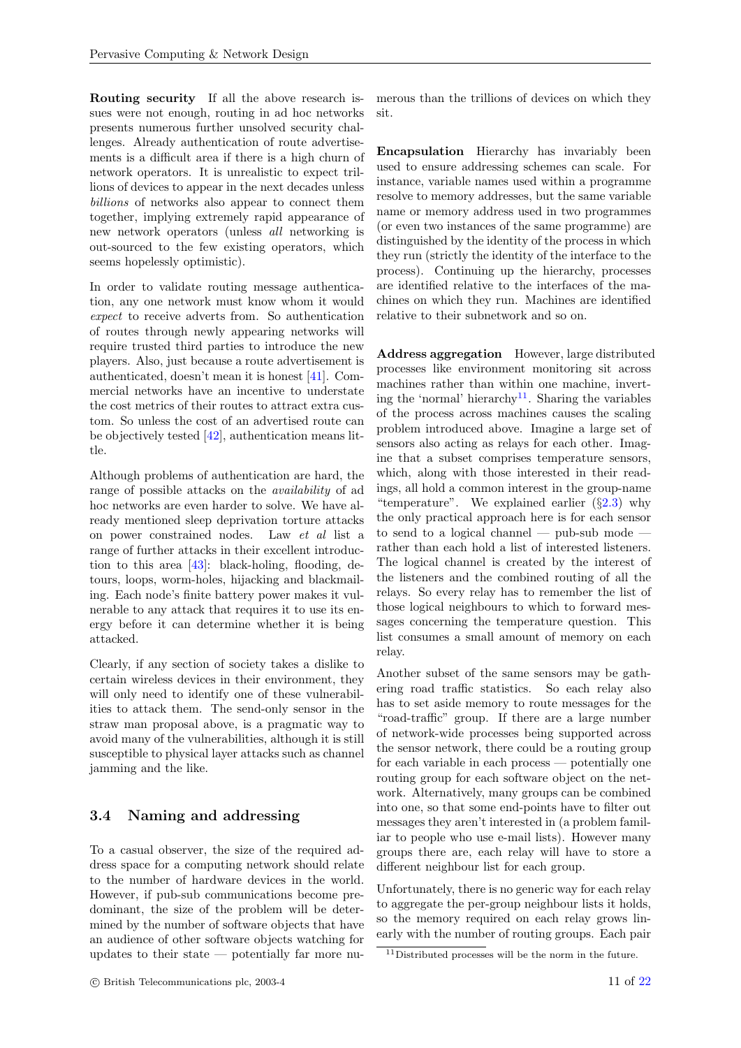**Routing security** If all the above research issues were not enough, routing in ad hoc networks presents numerous further unsolved security challenges. Already authentication of route advertisements is a difficult area if there is a high churn of network operators. It is unrealistic to expect trillions of devices to appear in the next decades unless *billions* of networks also appear to connect them together, implying extremely rapid appearance of new network operators (unless *all* networking is out-sourced to the few existing operators, which seems hopelessly optimistic).

In order to validate routing message authentication, any one network must know whom it would *expect* to receive adverts from. So authentication of routes through newly appearing networks will require trusted third parties to introduce the new players. Also, just because a route advertisement is authenticated, doesn't mean it is honest [41]. Commercial networks have an incentive to understate the cost metrics of their routes to attract extra custom. So unless the cost of an advertised route can be objectively tested [42], authentication means little.

Although problems of authentication are hard, the range of possible attacks on the *availability* of ad hoc networks are even harder to solve. We have already mentioned sleep deprivation torture attacks on power constrained nodes. Law *et al* list a range of further attacks in their excellent introduction to this area [43]: black-holing, flooding, detours, loops, worm-holes, hijacking and blackmailing. Each node's finite battery power makes it vulnerable to any attack that requires it to use its energy before it can determine whether it is being attacked.

Clearly, if any section of society takes a dislike to certain wireless devices in their environment, they will only need to identify one of these vulnerabilities to attack them. The send-only sensor in the straw man proposal above, is a pragmatic way to avoid many of the vulnerabilities, although it is still susceptible to physical layer attacks such as channel jamming and the like.

## 3.4 Naming and addressing

To a casual observer, the size of the required address space for a computing network should relate to the number of hardware devices in the world. However, if pub-sub communications become predominant, the size of the problem will be determined by the number of software objects that have an audience of other software objects watching for updates to their state — potentially far more numerous than the trillions of devices on which they sit.

**Encapsulation** Hierarchy has invariably been used to ensure addressing schemes can scale. For instance, variable names used within a programme resolve to memory addresses, but the same variable name or memory address used in two programmes (or even two instances of the same programme) are distinguished by the identity of the process in which they run (strictly the identity of the interface to the process). Continuing up the hierarchy, processes are identified relative to the interfaces of the machines on which they run. Machines are identified relative to their subnetwork and so on.

**Address aggregation** However, large distributed processes like environment monitoring sit across machines rather than within one machine, inverting the 'normal' hierarchy[11]. Sharing the variables of the process across machines causes the scaling problem introduced above. Imagine a large set of sensors also acting as relays for each other. Imagine that a subset comprises temperature sensors, which, along with those interested in their readings, all hold a common interest in the group-name "temperature". We explained earlier (§2.3) why the only practical approach here is for each sensor to send to a logical channel — pub-sub mode — rather than each hold a list of interested listeners. The logical channel is created by the interest of the listeners and the combined routing of all the relays. So every relay has to remember the list of those logical neighbours to which to forward messages concerning the temperature question. This list consumes a small amount of memory on each relay.

Another subset of the same sensors may be gathering road traffic statistics. So each relay also has to set aside memory to route messages for the "road-traffic" group. If there are a large number of network-wide processes being supported across the sensor network, there could be a routing group for each variable in each process — potentially one routing group for each software object on the network. Alternatively, many groups can be combined into one, so that some end-points have to filter out messages they aren't interested in (a problem familiar to people who use e-mail lists). However many groups there are, each relay will have to store a different neighbour list for each group.

Unfortunately, there is no generic way for each relay to aggregate the per-group neighbour lists it holds, so the memory required on each relay grows linearly with the number of routing groups. Each pair

[11] Distributed processes will be the norm in the future.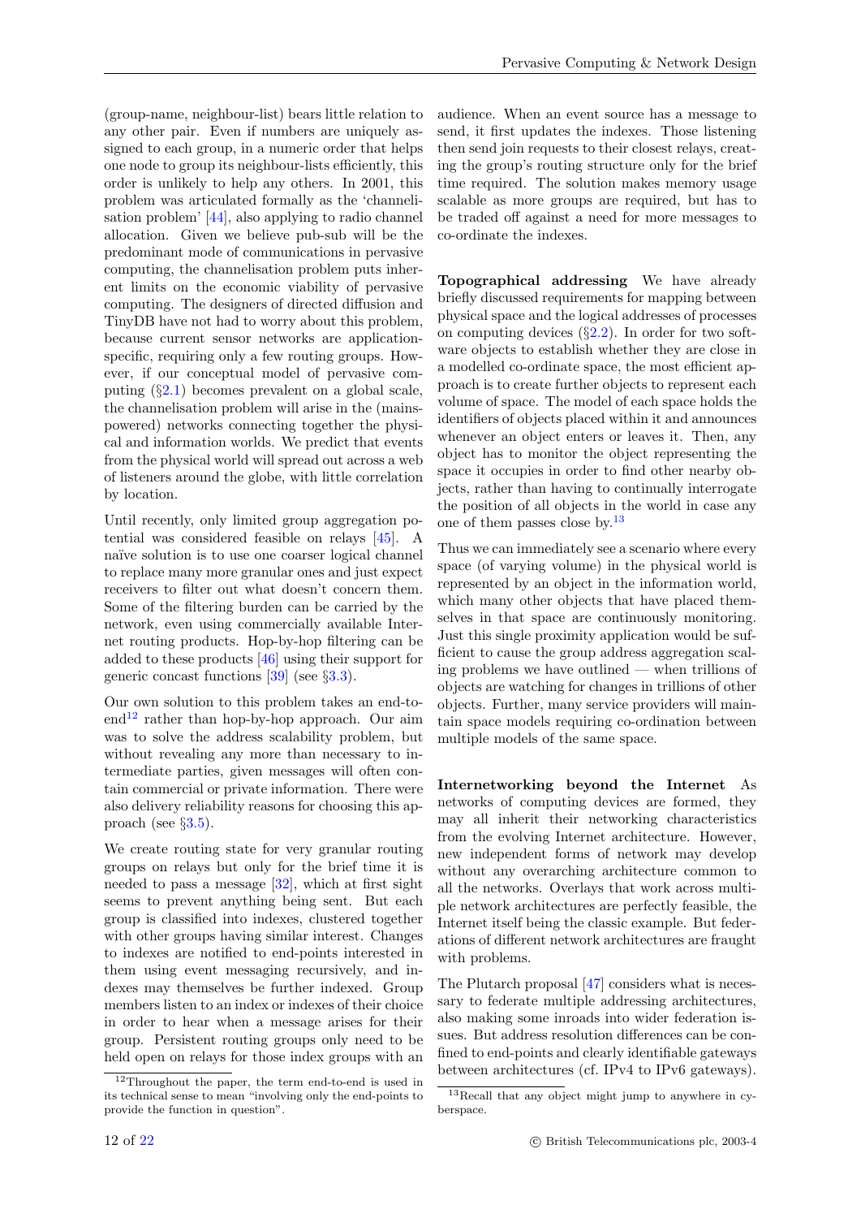(group-name, neighbour-list) bears little relation to any other pair. Even if numbers are uniquely assigned to each group, in a numeric order that helps one node to group its neighbour-lists efficiently, this order is unlikely to help any others. In 2001, this problem was articulated formally as the 'channelisation problem' [44], also applying to radio channel allocation. Given we believe pub-sub will be the predominant mode of communications in pervasive computing, the channelisation problem puts inherent limits on the economic viability of pervasive computing. The designers of directed diffusion and TinyDB have not had to worry about this problem, because current sensor networks are application-specific, requiring only a few routing groups. However, if our conceptual model of pervasive computing (§2.1) becomes prevalent on a global scale, the channelisation problem will arise in the (mains-powered) networks connecting together the physical and information worlds. We predict that events from the physical world will spread out across a web of listeners around the globe, with little correlation by location.

Until recently, only limited group aggregation potential was considered feasible on relays [45]. A naïve solution is to use one coarser logical channel to replace many more granular ones and just expect receivers to filter out what doesn't concern them. Some of the filtering burden can be carried by the network, even using commercially available Internet routing products. Hop-by-hop filtering can be added to these products [46] using their support for generic concast functions [39] (see §3.3).

Our own solution to this problem takes an end-to-end[12] rather than hop-by-hop approach. Our aim was to solve the address scalability problem, but without revealing any more than necessary to intermediate parties, given messages will often contain commercial or private information. There were also delivery reliability reasons for choosing this approach (see §3.5).

We create routing state for very granular routing groups on relays but only for the brief time it is needed to pass a message [32], which at first sight seems to prevent anything being sent. But each group is classified into indexes, clustered together with other groups having similar interest. Changes to indexes are notified to end-points interested in them using event messaging recursively, and indexes may themselves be further indexed. Group members listen to an index or indexes of their choice in order to hear when a message arises for their group. Persistent routing groups only need to be held open on relays for those index groups with an audience. When an event source has a message to send, it first updates the indexes. Those listening then send join requests to their closest relays, creating the group's routing structure only for the brief time required. The solution makes memory usage scalable as more groups are required, but has to be traded off against a need for more messages to co-ordinate the indexes.

**Topographical addressing** We have already briefly discussed requirements for mapping between physical space and the logical addresses of processes on computing devices (§2.2). In order for two software objects to establish whether they are close in a modelled co-ordinate space, the most efficient approach is to create further objects to represent each volume of space. The model of each space holds the identifiers of objects placed within it and announces whenever an object enters or leaves it. Then, any object has to monitor the object representing the space it occupies in order to find other nearby objects, rather than having to continually interrogate the position of all objects in the world in case any one of them passes close by.[13]

Thus we can immediately see a scenario where every space (of varying volume) in the physical world is represented by an object in the information world, which many other objects that have placed themselves in that space are continuously monitoring. Just this single proximity application would be sufficient to cause the group address aggregation scaling problems we have outlined — when trillions of objects are watching for changes in trillions of other objects. Further, many service providers will maintain space models requiring co-ordination between multiple models of the same space.

**Internetworking beyond the Internet** As networks of computing devices are formed, they may all inherit their networking characteristics from the evolving Internet architecture. However, new independent forms of network may develop without any overarching architecture common to all the networks. Overlays that work across multiple network architectures are perfectly feasible, the Internet itself being the classic example. But federations of different network architectures are fraught with problems.

The Plutarch proposal [47] considers what is necessary to federate multiple addressing architectures, also making some inroads into wider federation issues. But address resolution differences can be confined to end-points and clearly identifiable gateways between architectures (cf. IPv4 to IPv6 gateways).

[12] Throughout the paper, the term end-to-end is used in its technical sense to mean "involving only the end-points to provide the function in question".

[13] Recall that any object might jump to anywhere in cyberspace.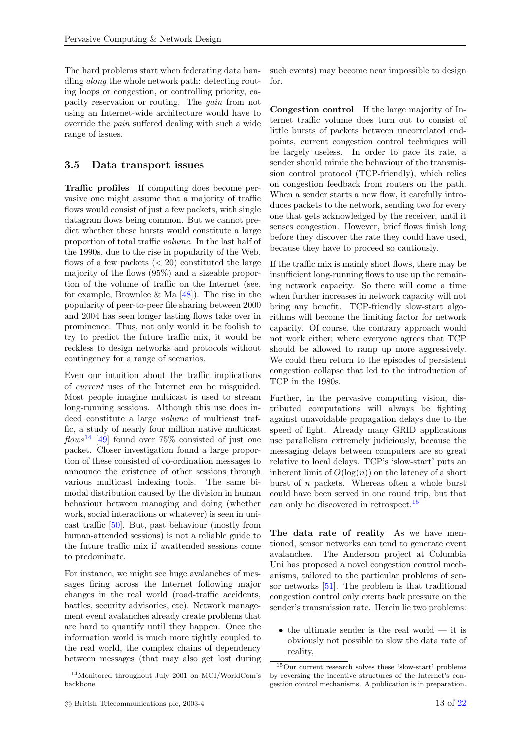The hard problems start when federating data handling *along* the whole network path: detecting routing loops or congestion, or controlling priority, capacity reservation or routing. The *gain* from not using an Internet-wide architecture would have to override the *pain* suffered dealing with such a wide range of issues.

### 3.5 Data transport issues

**Traffic profiles** If computing does become pervasive one might assume that a majority of traffic flows would consist of just a few packets, with single datagram flows being common. But we cannot predict whether these bursts would constitute a large proportion of total traffic *volume*. In the last half of the 1990s, due to the rise in popularity of the Web, flows of a few packets ($< 20$) constituted the large majority of the flows (95%) and a sizeable proportion of the volume of traffic on the Internet (see, for example, Brownlee & Ma [48]). The rise in the popularity of peer-to-peer file sharing between 2000 and 2004 has seen longer lasting flows take over in prominence. Thus, not only would it be foolish to try to predict the future traffic mix, it would be reckless to design networks and protocols without contingency for a range of scenarios.

Even our intuition about the traffic implications of *current* uses of the Internet can be misguided. Most people imagine multicast is used to stream long-running sessions. Although this use does indeed constitute a large *volume* of multicast traffic, a study of nearly four million native multicast *flows*[14] [49] found over 75% consisted of just one packet. Closer investigation found a large proportion of these consisted of co-ordination messages to announce the existence of other sessions through various multicast indexing tools. The same bimodal distribution caused by the division in human behaviour between managing and doing (whether work, social interactions or whatever) is seen in unicast traffic [50]. But, past behaviour (mostly from human-attended sessions) is not a reliable guide to the future traffic mix if *un*attended sessions come to predominate.

For instance, we might see huge avalanches of messages firing across the Internet following major changes in the real world (road-traffic accidents, battles, security advisories, etc). Network management event avalanches already create problems that are hard to quantify until they happen. Once the information world is much more tightly coupled to the real world, the complex chains of dependency between messages (that may also get lost during such events) may become near impossible to design for.

**Congestion control** If the large majority of Internet traffic volume does turn out to consist of little bursts of packets between uncorrelated endpoints, current congestion control techniques will be largely useless. In order to pace its rate, a sender should mimic the behaviour of the transmission control protocol (TCP-friendly), which relies on congestion feedback from routers on the path. When a sender starts a new flow, it carefully introduces packets to the network, sending two for every one that gets acknowledged by the receiver, until it senses congestion. However, brief flows finish long before they discover the rate they could have used, because they have to proceed so cautiously.

If the traffic mix is mainly short flows, there may be insufficient long-running flows to use up the remaining network capacity. So there will come a time when further increases in network capacity will not bring any benefit. TCP-friendly slow-start algorithms will become the limiting factor for network capacity. Of course, the contrary approach would not work either; where everyone agrees that TCP should be allowed to ramp up more aggressively. We could then return to the episodes of persistent congestion collapse that led to the introduction of TCP in the 1980s.

Further, in the pervasive computing vision, distributed computations will always be fighting against unavoidable propagation delays due to the speed of light. Already many GRID applications use parallelism extremely judiciously, because the messaging delays between computers are so great relative to local delays. TCP's 'slow-start' puts an inherent limit of $O(\log(n))$ on the latency of a short burst of $n$ packets. Whereas often a whole burst could have been served in one round trip, but that can only be discovered in retrospect.[15]

**The data rate of reality** As we have mentioned, sensor networks can tend to generate event avalanches. The Anderson project at Columbia Uni has proposed a novel congestion control mechanisms, tailored to the particular problems of sensor networks [51]. The problem is that traditional congestion control only exerts back pressure on the sender's transmission rate. Herein lie two problems:

- the ultimate sender is the real world — it is obviously not possible to slow the data rate of reality,

[14] Monitored throughout July 2001 on MCI/WorldCom's backbone

[15] Our current research solves these 'slow-start' problems by reversing the incentive structures of the Internet's congestion control mechanisms. A publication is in preparation.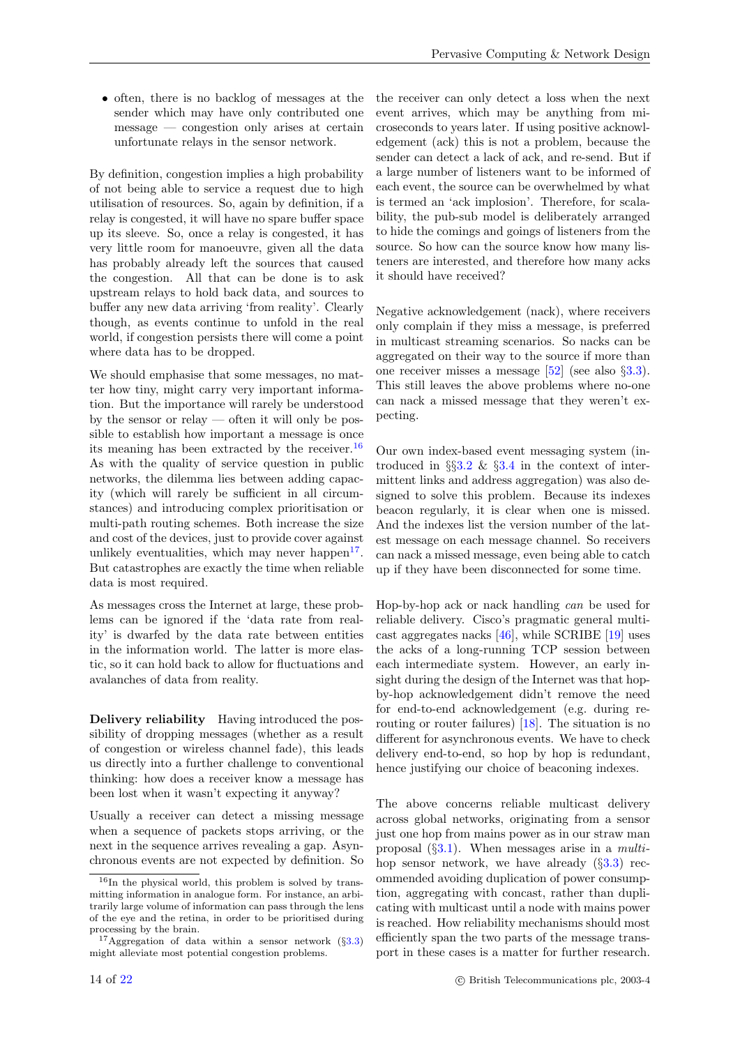- often, there is no backlog of messages at the sender which may have only contributed one message — congestion only arises at certain unfortunate relays in the sensor network.

By definition, congestion implies a high probability of not being able to service a request due to high utilisation of resources. So, again by definition, if a relay is congested, it will have no spare buffer space up its sleeve. So, once a relay is congested, it has very little room for manoeuvre, given all the data has probably already left the sources that caused the congestion. All that can be done is to ask upstream relays to hold back data, and sources to buffer any new data arriving 'from reality'. Clearly though, as events continue to unfold in the real world, if congestion persists there will come a point where data has to be dropped.

We should emphasise that some messages, no matter how tiny, might carry very important information. But the importance will rarely be understood by the sensor or relay — often it will only be possible to establish how important a message is once its meaning has been extracted by the receiver.[16] As with the quality of service question in public networks, the dilemma lies between adding capacity (which will rarely be sufficient in all circumstances) and introducing complex prioritisation or multi-path routing schemes. Both increase the size and cost of the devices, just to provide cover against unlikely eventualities, which may never happen[17]. But catastrophes are exactly the time when reliable data is most required.

As messages cross the Internet at large, these problems can be ignored if the 'data rate from reality' is dwarfed by the data rate between entities in the information world. The latter is more elastic, so it can hold back to allow for fluctuations and avalanches of data from reality.

**Delivery reliability** Having introduced the possibility of dropping messages (whether as a result of congestion or wireless channel fade), this leads us directly into a further challenge to conventional thinking: how does a receiver know a message has been lost when it wasn't expecting it anyway?

Usually a receiver can detect a missing message when a sequence of packets stops arriving, or the next in the sequence arrives revealing a gap. Asynchronous events are not expected by definition. So the receiver can only detect a loss when the next event arrives, which may be anything from microseconds to years later. If using positive acknowledgement (ack) this is not a problem, because the sender can detect a lack of ack, and re-send. But if a large number of listeners want to be informed of each event, the source can be overwhelmed by what is termed an 'ack implosion'. Therefore, for scalability, the pub-sub model is deliberately arranged to hide the comings and goings of listeners from the source. So how can the source know how many listeners are interested, and therefore how many acks it should have received?

Negative acknowledgement (nack), where receivers only complain if they miss a message, is preferred in multicast streaming scenarios. So nacks can be aggregated on their way to the source if more than one receiver misses a message [52] (see also §3.3). This still leaves the above problems where no-one can nack a missed message that they weren't expecting.

Our own index-based event messaging system (introduced in §§3.2 & §3.4 in the context of intermittent links and address aggregation) was also designed to solve this problem. Because its indexes beacon regularly, it is clear when one is missed. And the indexes list the version number of the latest message on each message channel. So receivers can nack a missed message, even being able to catch up if they have been disconnected for some time.

Hop-by-hop ack or nack handling *can* be used for reliable delivery. Cisco's pragmatic general multicast aggregates nacks [46], while SCRIBE [19] uses the acks of a long-running TCP session between each intermediate system. However, an early insight during the design of the Internet was that hop-by-hop acknowledgement didn't remove the need for end-to-end acknowledgement (e.g. during re-routing or router failures) [18]. The situation is no different for asynchronous events. We have to check delivery end-to-end, so hop by hop is redundant, hence justifying our choice of beaconing indexes.

The above concerns reliable multicast delivery across global networks, originating from a sensor just one hop from mains power as in our straw man proposal (§3.1). When messages arise in a *multi*-hop sensor network, we have already (§3.3) recommended avoiding duplication of power consumption, aggregating with concast, rather than duplicating with multicast until a node with mains power is reached. How reliability mechanisms should most efficiently span the two parts of the message transport in these cases is a matter for further research.

---

[16] In the physical world, this problem is solved by transmitting information in analogue form. For instance, an arbitrarily large volume of information can pass through the lens of the eye and the retina, in order to be prioritised during processing by the brain.

[17] Aggregation of data within a sensor network (§3.3) might alleviate most potential congestion problems.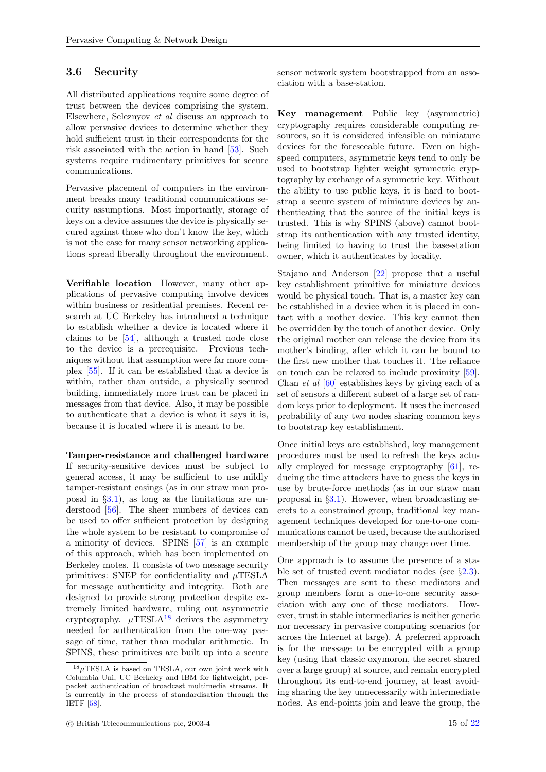### 3.6 Security

All distributed applications require some degree of trust between the devices comprising the system. Elsewhere, Seleznyov *et al* discuss an approach to allow pervasive devices to determine whether they hold sufficient trust in their correspondents for the risk associated with the action in hand [53]. Such systems require rudimentary primitives for secure communications.

Pervasive placement of computers in the environment breaks many traditional communications security assumptions. Most importantly, storage of keys on a device assumes the device is physically secured against those who don't know the key, which is not the case for many sensor networking applications spread liberally throughout the environment.

**Verifiable location** However, many other applications of pervasive computing involve devices within business or residential premises. Recent research at UC Berkeley has introduced a technique to establish whether a device is located where it claims to be [54], although a trusted node close to the device is a prerequisite. Previous techniques without that assumption were far more complex [55]. If it can be established that a device is within, rather than outside, a physically secured building, immediately more trust can be placed in messages from that device. Also, it may be possible to authenticate that a device is what it says it is, because it is located where it is meant to be.

**Tamper-resistance and challenged hardware** If security-sensitive devices must be subject to general access, it may be sufficient to use mildly tamper-resistant casings (as in our straw man proposal in §3.1), as long as the limitations are understood [56]. The sheer numbers of devices can be used to offer sufficient protection by designing the whole system to be resistant to compromise of a minority of devices. SPINS [57] is an example of this approach, which has been implemented on Berkeley motes. It consists of two message security primitives: SNEP for confidentiality and $\mu$TESLA for message authenticity and integrity. Both are designed to provide strong protection despite extremely limited hardware, ruling out asymmetric cryptography. $\mu$TESLA[18] derives the asymmetry needed for authentication from the one-way passage of time, rather than modular arithmetic. In SPINS, these primitives are built up into a secure sensor network system bootstrapped from an association with a base-station.

[18] $\mu$TESLA is based on TESLA, our own joint work with Columbia Uni, UC Berkeley and IBM for lightweight, per-packet authentication of broadcast multimedia streams. It is currently in the process of standardisation through the IETF [58].

**Key management** Public key (asymmetric) cryptography requires considerable computing resources, so it is considered infeasible on miniature devices for the foreseeable future. Even on high-speed computers, asymmetric keys tend to only be used to bootstrap lighter weight symmetric cryptography by exchange of a symmetric key. Without the ability to use public keys, it is hard to bootstrap a secure system of miniature devices by authenticating that the source of the initial keys is trusted. This is why SPINS (above) cannot bootstrap its authentication with any trusted identity, being limited to having to trust the base-station owner, which it authenticates by locality.

Stajano and Anderson [22] propose that a useful key establishment primitive for miniature devices would be physical touch. That is, a master key can be established in a device when it is placed in contact with a mother device. This key cannot then be overridden by the touch of another device. Only the original mother can release the device from its mother's binding, after which it can be bound to the first new mother that touches it. The reliance on touch can be relaxed to include proximity [59]. Chan *et al* [60] establishes keys by giving each of a set of sensors a different subset of a large set of random keys prior to deployment. It uses the increased probability of any two nodes sharing common keys to bootstrap key establishment.

Once initial keys are established, key management procedures must be used to refresh the keys actually employed for message cryptography [61], reducing the time attackers have to guess the keys in use by brute-force methods (as in our straw man proposal in §3.1). However, when broadcasting secrets to a constrained group, traditional key management techniques developed for one-to-one communications cannot be used, because the authorised membership of the group may change over time.

One approach is to assume the presence of a stable set of trusted event mediator nodes (see §2.3). Then messages are sent to these mediators and group members form a one-to-one security association with any one of these mediators. However, trust in stable intermediaries is neither generic nor necessary in pervasive computing scenarios (or across the Internet at large). A preferred approach is for the message to be encrypted with a group key (using that classic oxymoron, the secret shared over a large group) at source, and remain encrypted throughout its end-to-end journey, at least avoiding sharing the key unnecessarily with intermediate nodes. As end-points join and leave the group, the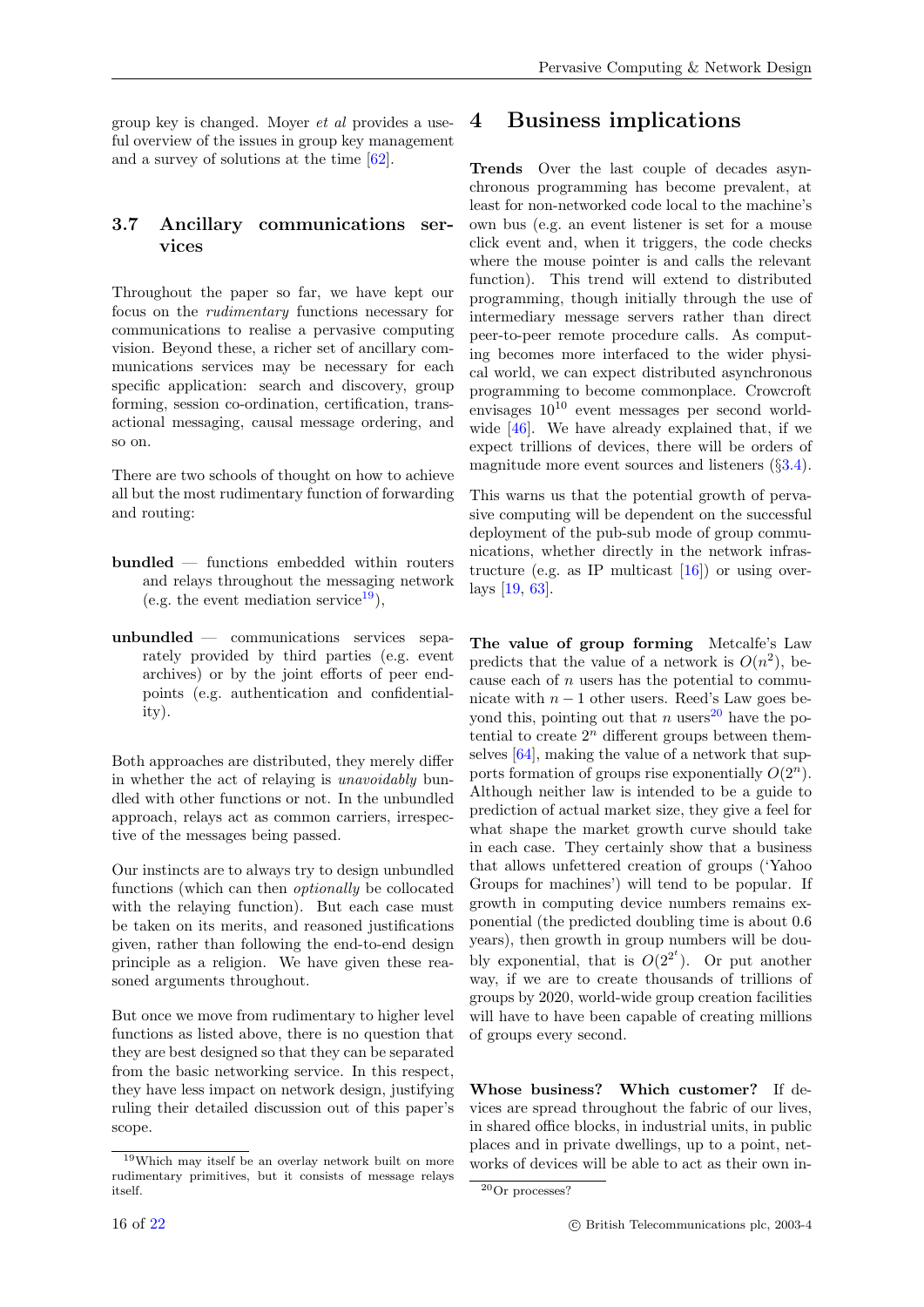group key is changed. Moyer *et al* provides a useful overview of the issues in group key management and a survey of solutions at the time [62].

### 3.7 Ancillary communications services

Throughout the paper so far, we have kept our focus on the *rudimentary* functions necessary for communications to realise a pervasive computing vision. Beyond these, a richer set of ancillary communications services may be necessary for each specific application: search and discovery, group forming, session co-ordination, certification, transactional messaging, causal message ordering, and so on.

There are two schools of thought on how to achieve all but the most rudimentary function of forwarding and routing:

**bundled** — functions embedded within routers and relays throughout the messaging network (e.g. the event mediation service[19]),

**unbundled** — communications services separately provided by third parties (e.g. event archives) or by the joint efforts of peer endpoints (e.g. authentication and confidentiality).

Both approaches are distributed, they merely differ in whether the act of relaying is *unavoidably* bundled with other functions or not. In the unbundled approach, relays act as common carriers, irrespective of the messages being passed.

Our instincts are to always try to design unbundled functions (which can then *optionally* be collocated with the relaying function). But each case must be taken on its merits, and reasoned justifications given, rather than following the end-to-end design principle as a religion. We have given these reasoned arguments throughout.

But once we move from rudimentary to higher level functions as listed above, there is no question that they are best designed so that they can be separated from the basic networking service. In this respect, they have less impact on network design, justifying ruling their detailed discussion out of this paper's scope.

[19] Which may itself be an overlay network built on more rudimentary primitives, but it consists of message relays itself.

## 4 Business implications

**Trends** Over the last couple of decades asynchronous programming has become prevalent, at least for non-networked code local to the machine's own bus (e.g. an event listener is set for a mouse click event and, when it triggers, the code checks where the mouse pointer is and calls the relevant function). This trend will extend to distributed programming, though initially through the use of intermediary message servers rather than direct peer-to-peer remote procedure calls. As computing becomes more interfaced to the wider physical world, we can expect distributed asynchronous programming to become commonplace. Crowcroft envisages $10^{10}$ event messages per second worldwide [46]. We have already explained that, if we expect trillions of devices, there will be orders of magnitude more event sources and listeners (§3.4).

This warns us that the potential growth of pervasive computing will be dependent on the successful deployment of the pub-sub mode of group communications, whether directly in the network infrastructure (e.g. as IP multicast [16]) or using overlays [19, 63].

**The value of group forming** Metcalfe's Law predicts that the value of a network is $O(n^2)$, because each of $n$ users has the potential to communicate with $n-1$ other users. Reed's Law goes beyond this, pointing out that $n$ users[20] have the potential to create $2^n$ different groups between themselves [64], making the value of a network that supports formation of groups rise exponentially $O(2^n)$. Although neither law is intended to be a guide to prediction of actual market size, they give a feel for what shape the market growth curve should take in each case. They certainly show that a business that allows unfettered creation of groups ('Yahoo Groups for machines') will tend to be popular. If growth in computing device numbers remains exponential (the predicted doubling time is about 0.6 years), then growth in group numbers will be doubly exponential, that is $O(2^{2^t})$. Or put another way, if we are to create thousands of trillions of groups by 2020, world-wide group creation facilities will have to have been capable of creating millions of groups every second.

**Whose business? Which customer?** If devices are spread throughout the fabric of our lives, in shared office blocks, in industrial units, in public places and in private dwellings, up to a point, networks of devices will be able to act as their own in-

[20] Or processes?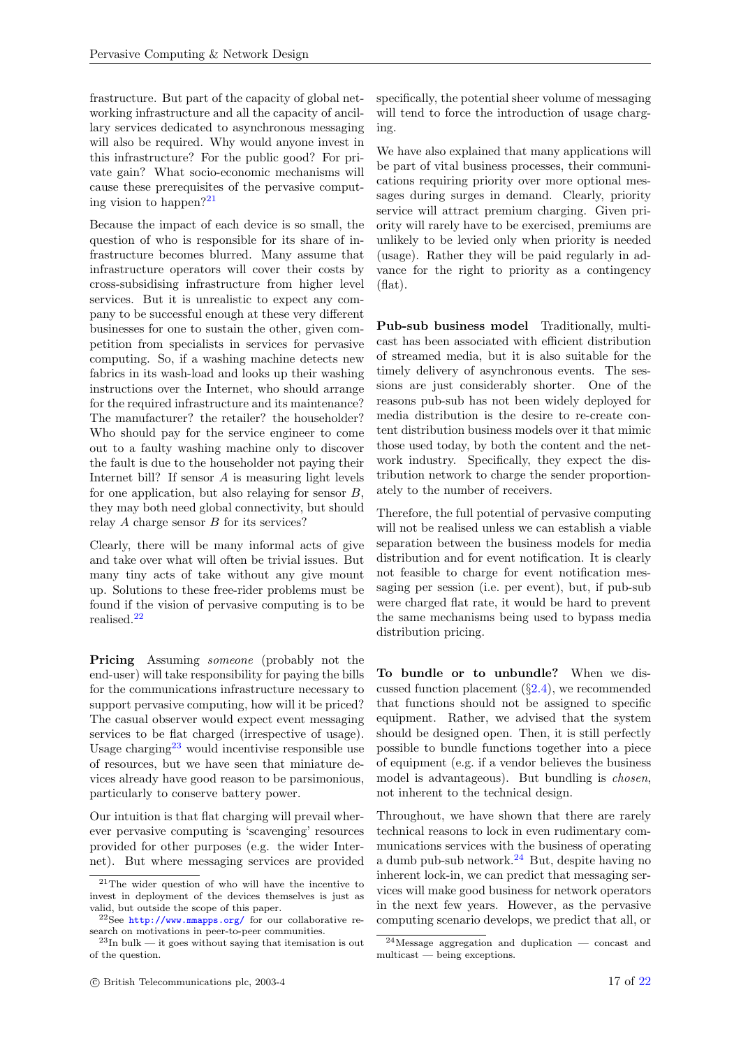frastructure. But part of the capacity of global networking infrastructure and all the capacity of ancillary services dedicated to asynchronous messaging will also be required. Why would anyone invest in this infrastructure? For the public good? For private gain? What socio-economic mechanisms will cause these prerequisites of the pervasive computing vision to happen?[21]

Because the impact of each device is so small, the question of who is responsible for its share of infrastructure becomes blurred. Many assume that infrastructure operators will cover their costs by cross-subsidising infrastructure from higher level services. But it is unrealistic to expect any company to be successful enough at these very different businesses for one to sustain the other, given competition from specialists in services for pervasive computing. So, if a washing machine detects new fabrics in its wash-load and looks up their washing instructions over the Internet, who should arrange for the required infrastructure and its maintenance? The manufacturer? the retailer? the householder? Who should pay for the service engineer to come out to a faulty washing machine only to discover the fault is due to the householder not paying their Internet bill? If sensor $A$ is measuring light levels for one application, but also relaying for sensor $B$, they may both need global connectivity, but should relay $A$ charge sensor $B$ for its services?

Clearly, there will be many informal acts of give and take over what will often be trivial issues. But many tiny acts of take without any give mount up. Solutions to these free-rider problems must be found if the vision of pervasive computing is to be realised.[22]

**Pricing** Assuming *someone* (probably not the end-user) will take responsibility for paying the bills for the communications infrastructure necessary to support pervasive computing, how will it be priced? The casual observer would expect event messaging services to be flat charged (irrespective of usage). Usage charging[23] would incentivise responsible use of resources, but we have seen that miniature devices already have good reason to be parsimonious, particularly to conserve battery power.

Our intuition is that flat charging will prevail wherever pervasive computing is 'scavenging' resources provided for other purposes (e.g. the wider Internet). But where messaging services are provided specifically, the potential sheer volume of messaging will tend to force the introduction of usage charging.

We have also explained that many applications will be part of vital business processes, their communications requiring priority over more optional messages during surges in demand. Clearly, priority service will attract premium charging. Given priority will rarely have to be exercised, premiums are unlikely to be levied only when priority is needed (usage). Rather they will be paid regularly in advance for the right to priority as a contingency (flat).

**Pub-sub business model** Traditionally, multicast has been associated with efficient distribution of streamed media, but it is also suitable for the timely delivery of asynchronous events. The sessions are just considerably shorter. One of the reasons pub-sub has not been widely deployed for media distribution is the desire to re-create content distribution business models over it that mimic those used today, by both the content and the network industry. Specifically, they expect the distribution network to charge the sender proportionately to the number of receivers.

Therefore, the full potential of pervasive computing will not be realised unless we can establish a viable separation between the business models for media distribution and for event notification. It is clearly not feasible to charge for event notification messaging per session (i.e. per event), but, if pub-sub were charged flat rate, it would be hard to prevent the same mechanisms being used to bypass media distribution pricing.

**To bundle or to unbundle?** When we discussed function placement (§2.4), we recommended that functions should not be assigned to specific equipment. Rather, we advised that the system should be designed open. Then, it is still perfectly possible to bundle functions together into a piece of equipment (e.g. if a vendor believes the business model is advantageous). But bundling is *chosen*, not inherent to the technical design.

Throughout, we have shown that there are rarely technical reasons to lock in even rudimentary communications services with the business of operating a dumb pub-sub network.[24] But, despite having no inherent lock-in, we can predict that messaging services will make good business for network operators in the next few years. However, as the pervasive computing scenario develops, we predict that all, or

---

[21] The wider question of who will have the incentive to invest in deployment of the devices themselves is just as valid, but outside the scope of this paper.

[22] See http://www.mmapps.org/ for our collaborative research on motivations in peer-to-peer communities.

[23] In bulk — it goes without saying that itemisation is out of the question.

[24] Message aggregation and duplication — concast and multicast — being exceptions.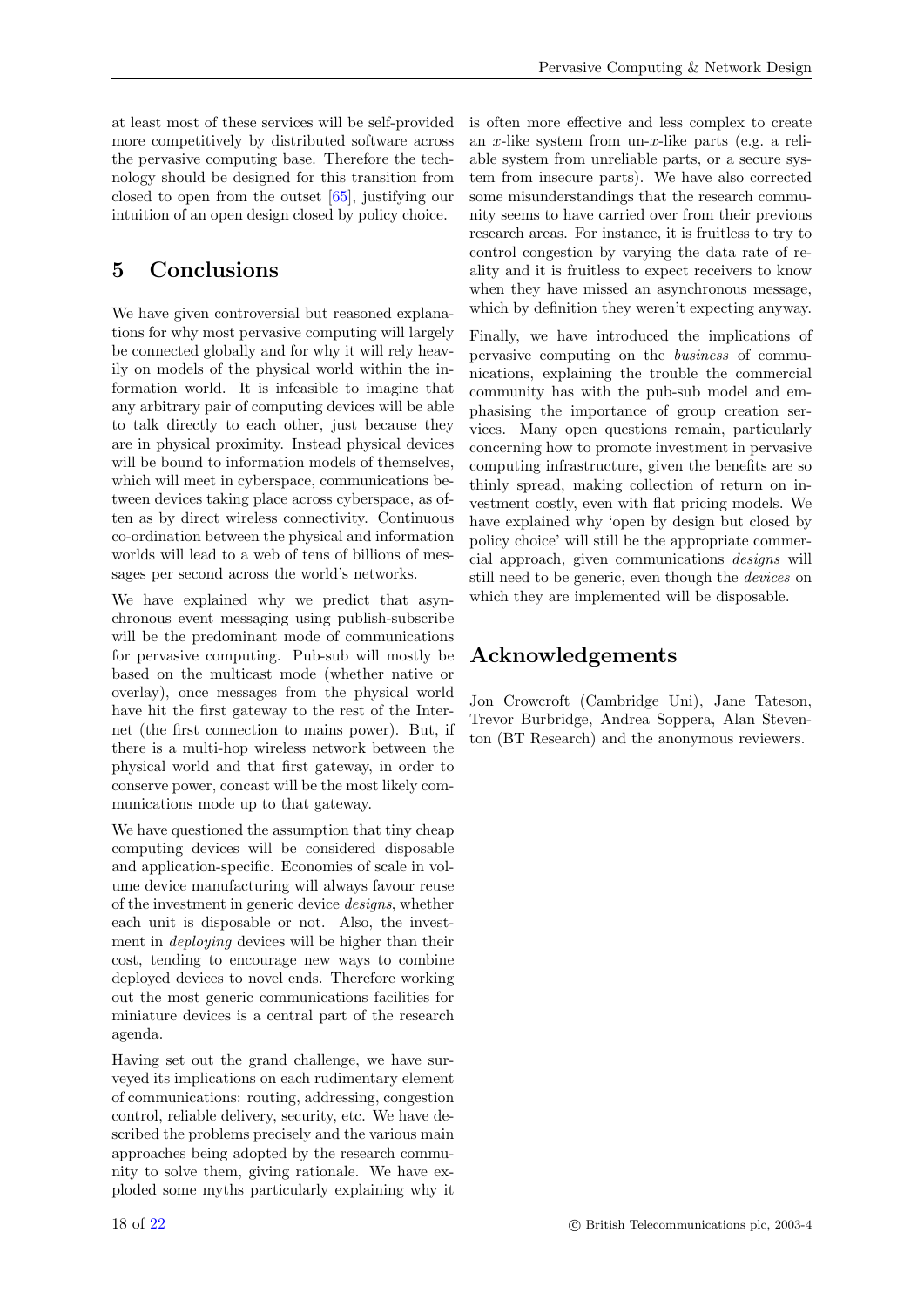at least most of these services will be self-provided more competitively by distributed software across the pervasive computing base. Therefore the technology should be designed for this transition from closed to open from the outset [65], justifying our intuition of an open design closed by policy choice.

## 5 Conclusions

We have given controversial but reasoned explanations for why most pervasive computing will largely be connected globally and for why it will rely heavily on models of the physical world within the information world. It is infeasible to imagine that any arbitrary pair of computing devices will be able to talk directly to each other, just because they are in physical proximity. Instead physical devices will be bound to information models of themselves, which will meet in cyberspace, communications between devices taking place across cyberspace, as often as by direct wireless connectivity. Continuous co-ordination between the physical and information worlds will lead to a web of tens of billions of messages per second across the world's networks.

We have explained why we predict that asynchronous event messaging using publish-subscribe will be the predominant mode of communications for pervasive computing. Pub-sub will mostly be based on the multicast mode (whether native or overlay), once messages from the physical world have hit the first gateway to the rest of the Internet (the first connection to mains power). But, if there is a multi-hop wireless network between the physical world and that first gateway, in order to conserve power, concast will be the most likely communications mode up to that gateway.

We have questioned the assumption that tiny cheap computing devices will be considered disposable and application-specific. Economies of scale in volume device manufacturing will always favour reuse of the investment in generic device *designs*, whether each unit is disposable or not. Also, the investment in *deploying* devices will be higher than their cost, tending to encourage new ways to combine deployed devices to novel ends. Therefore working out the most generic communications facilities for miniature devices is a central part of the research agenda.

Having set out the grand challenge, we have surveyed its implications on each rudimentary element of communications: routing, addressing, congestion control, reliable delivery, security, etc. We have described the problems precisely and the various main approaches being adopted by the research community to solve them, giving rationale. We have exploded some myths particularly explaining why it is often more effective and less complex to create an $x$-like system from un-$x$-like parts (e.g. a reliable system from unreliable parts, or a secure system from insecure parts). We have also corrected some misunderstandings that the research community seems to have carried over from their previous research areas. For instance, it is fruitless to try to control congestion by varying the data rate of reality and it is fruitless to expect receivers to know when they have missed an asynchronous message, which by definition they weren't expecting anyway.

Finally, we have introduced the implications of pervasive computing on the *business* of communications, explaining the trouble the commercial community has with the pub-sub model and emphasising the importance of group creation services. Many open questions remain, particularly concerning how to promote investment in pervasive computing infrastructure, given the benefits are so thinly spread, making collection of return on investment costly, even with flat pricing models. We have explained why 'open by design but closed by policy choice' will still be the appropriate commercial approach, given communications *designs* will still need to be generic, even though the *devices* on which they are implemented will be disposable.

## Acknowledgements

Jon Crowcroft (Cambridge Uni), Jane Tateson, Trevor Burbridge, Andrea Soppera, Alan Steventon (BT Research) and the anonymous reviewers.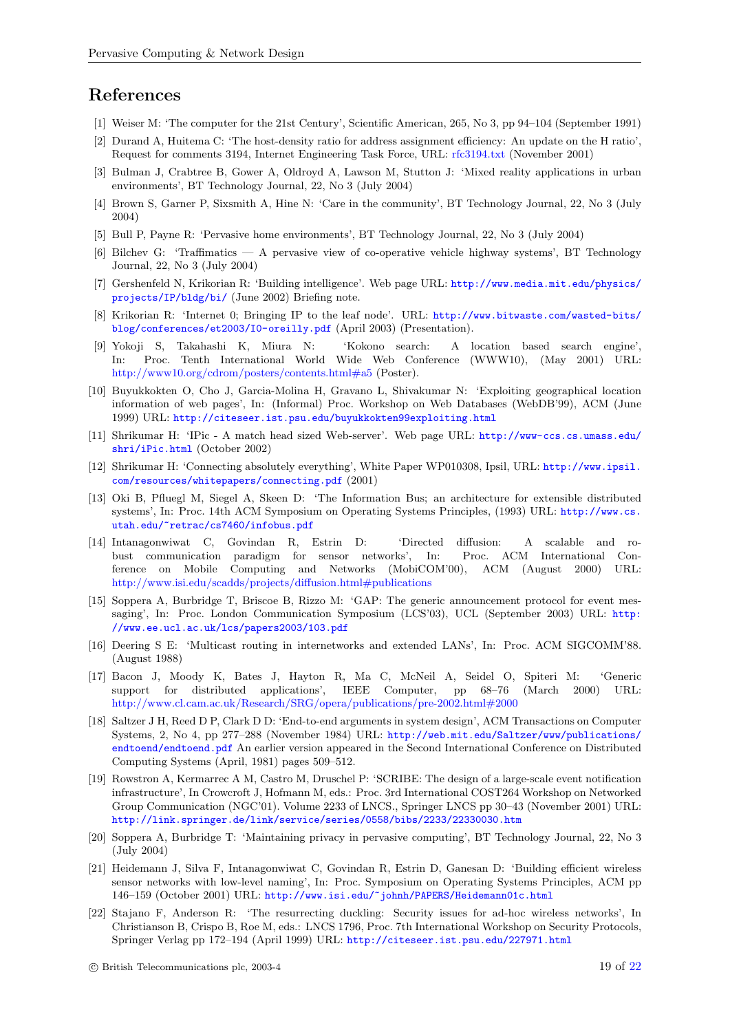# References

[1] Weiser M: 'The computer for the 21st Century', Scientific American, 265, No 3, pp 94–104 (September 1991)

[2] Durand A, Huitema C: 'The host-density ratio for address assignment efficiency: An update on the H ratio', Request for comments 3194, Internet Engineering Task Force, URL: rfc3194.txt (November 2001)

[3] Bulman J, Crabtree B, Gower A, Oldroyd A, Lawson M, Stutton J: 'Mixed reality applications in urban environments', BT Technology Journal, 22, No 3 (July 2004)

[4] Brown S, Garner P, Sixsmith A, Hine N: 'Care in the community', BT Technology Journal, 22, No 3 (July 2004)

[5] Bull P, Payne R: 'Pervasive home environments', BT Technology Journal, 22, No 3 (July 2004)

[6] Bilchev G: 'Traffimatics — A pervasive view of co-operative vehicle highway systems', BT Technology Journal, 22, No 3 (July 2004)

[7] Gershenfeld N, Krikorian R: 'Building intelligence'. Web page URL: http://www.media.mit.edu/physics/projects/IP/bldg/bi/ (June 2002) Briefing note.

[8] Krikorian R: 'Internet 0; Bringing IP to the leaf node'. URL: http://www.bitwaste.com/wasted-bits/blog/conferences/et2003/I0-oreilly.pdf (April 2003) (Presentation).

[9] Yokoji S, Takahashi K, Miura N: 'Kokono search: A location based search engine', In: Proc. Tenth International World Wide Web Conference (WWW10), (May 2001) URL: http://www10.org/cdrom/posters/contents.html#a5 (Poster).

[10] Buyukkokten O, Cho J, Garcia-Molina H, Gravano L, Shivakumar N: 'Exploiting geographical location information of web pages', In: (Informal) Proc. Workshop on Web Databases (WebDB'99), ACM (June 1999) URL: http://citeseer.ist.psu.edu/buyukkokten99exploiting.html

[11] Shrikumar H: 'IPic - A match head sized Web-server'. Web page URL: http://www-ccs.cs.umass.edu/shri/iPic.html (October 2002)

[12] Shrikumar H: 'Connecting absolutely everything', White Paper WP010308, Ipsil, URL: http://www.ipsil.com/resources/whitepapers/connecting.pdf (2001)

[13] Oki B, Pfluegl M, Siegel A, Skeen D: 'The Information Bus; an architecture for extensible distributed systems', In: Proc. 14th ACM Symposium on Operating Systems Principles, (1993) URL: http://www.cs.utah.edu/~retrac/cs7460/infobus.pdf

[14] Intanagonwiwat C, Govindan R, Estrin D: 'Directed diffusion: A scalable and robust communication paradigm for sensor networks', In: Proc. ACM International Conference on Mobile Computing and Networks (MobiCOM'00), ACM (August 2000) URL: http://www.isi.edu/scadds/projects/diffusion.html#publications

[15] Soppera A, Burbridge T, Briscoe B, Rizzo M: 'GAP: The generic announcement protocol for event messaging', In: Proc. London Communication Symposium (LCS'03), UCL (September 2003) URL: http://www.ee.ucl.ac.uk/lcs/papers2003/103.pdf

[16] Deering S E: 'Multicast routing in internetworks and extended LANs', In: Proc. ACM SIGCOMM'88. (August 1988)

[17] Bacon J, Moody K, Bates J, Hayton R, Ma C, McNeil A, Seidel O, Spiteri M: 'Generic support for distributed applications', IEEE Computer, pp 68–76 (March 2000) URL: http://www.cl.cam.ac.uk/Research/SRG/opera/publications/pre-2002.html#2000

[18] Saltzer J H, Reed D P, Clark D D: 'End-to-end arguments in system design', ACM Transactions on Computer Systems, 2, No 4, pp 277–288 (November 1984) URL: http://web.mit.edu/Saltzer/www/publications/endtoend/endtoend.pdf An earlier version appeared in the Second International Conference on Distributed Computing Systems (April, 1981) pages 509–512.

[19] Rowstron A, Kermarrec A M, Castro M, Druschel P: 'SCRIBE: The design of a large-scale event notification infrastructure', In Crowcroft J, Hofmann M, eds.: Proc. 3rd International COST264 Workshop on Networked Group Communication (NGC'01). Volume 2233 of LNCS., Springer LNCS pp 30–43 (November 2001) URL: http://link.springer.de/link/service/series/0558/bibs/2233/22330030.htm

[20] Soppera A, Burbridge T: 'Maintaining privacy in pervasive computing', BT Technology Journal, 22, No 3 (July 2004)

[21] Heidemann J, Silva F, Intanagonwiwat C, Govindan R, Estrin D, Ganesan D: 'Building efficient wireless sensor networks with low-level naming', In: Proc. Symposium on Operating Systems Principles, ACM pp 146–159 (October 2001) URL: http://www.isi.edu/~johnh/PAPERS/Heidemann01c.html

[22] Stajano F, Anderson R: 'The resurrecting duckling: Security issues for ad-hoc wireless networks', In Christianson B, Crispo B, Roe M, eds.: LNCS 1796, Proc. 7th International Workshop on Security Protocols, Springer Verlag pp 172–194 (April 1999) URL: http://citeseer.ist.psu.edu/227971.html

© British Telecommunications plc, 2003-4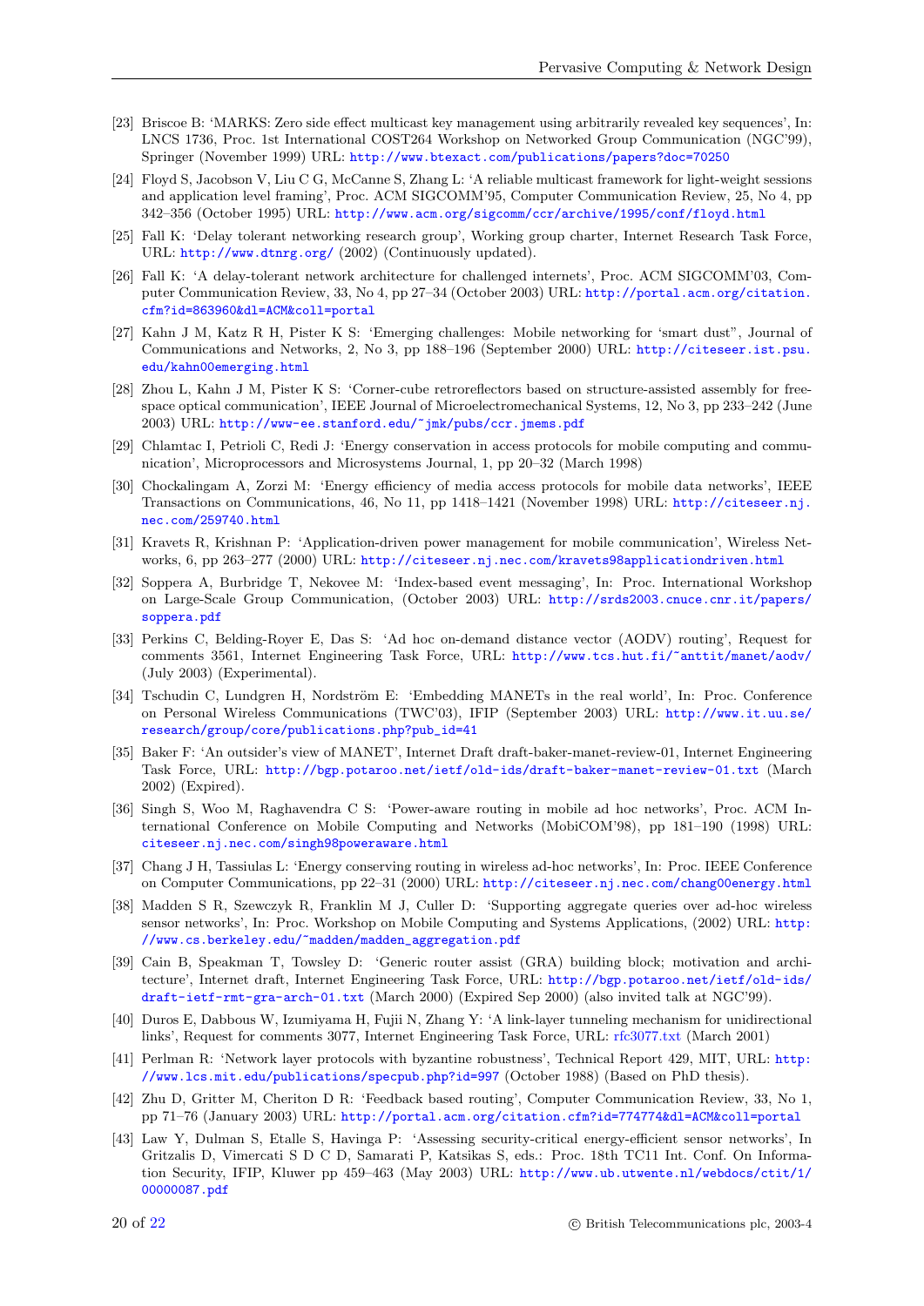[23] Briscoe B: 'MARKS: Zero side effect multicast key management using arbitrarily revealed key sequences', In: LNCS 1736, Proc. 1st International COST264 Workshop on Networked Group Communication (NGC'99), Springer (November 1999) URL: http://www.btexact.com/publications/papers?doc=70250

[24] Floyd S, Jacobson V, Liu C G, McCanne S, Zhang L: 'A reliable multicast framework for light-weight sessions and application level framing', Proc. ACM SIGCOMM'95, Computer Communication Review, 25, No 4, pp 342–356 (October 1995) URL: http://www.acm.org/sigcomm/ccr/archive/1995/conf/floyd.html

[25] Fall K: 'Delay tolerant networking research group', Working group charter, Internet Research Task Force, URL: http://www.dtnrg.org/ (2002) (Continuously updated).

[26] Fall K: 'A delay-tolerant network architecture for challenged internets', Proc. ACM SIGCOMM'03, Computer Communication Review, 33, No 4, pp 27–34 (October 2003) URL: http://portal.acm.org/citation.cfm?id=863960&dl=ACM&coll=portal

[27] Kahn J M, Katz R H, Pister K S: 'Emerging challenges: Mobile networking for 'smart dust'', Journal of Communications and Networks, 2, No 3, pp 188–196 (September 2000) URL: http://citeseer.ist.psu.edu/kahn00emerging.html

[28] Zhou L, Kahn J M, Pister K S: 'Corner-cube retroreflectors based on structure-assisted assembly for free-space optical communication', IEEE Journal of Microelectromechanical Systems, 12, No 3, pp 233–242 (June 2003) URL: http://www-ee.stanford.edu/~jmk/pubs/ccr.jmems.pdf

[29] Chlamtac I, Petrioli C, Redi J: 'Energy conservation in access protocols for mobile computing and communication', Microprocessors and Microsystems Journal, 1, pp 20–32 (March 1998)

[30] Chockalingam A, Zorzi M: 'Energy efficiency of media access protocols for mobile data networks', IEEE Transactions on Communications, 46, No 11, pp 1418–1421 (November 1998) URL: http://citeseer.nj.nec.com/259740.html

[31] Kravets R, Krishnan P: 'Application-driven power management for mobile communication', Wireless Networks, 6, pp 263–277 (2000) URL: http://citeseer.nj.nec.com/kravets98applicationdriven.html

[32] Soppera A, Burbridge T, Nekovee M: 'Index-based event messaging', In: Proc. International Workshop on Large-Scale Group Communication, (October 2003) URL: http://srds2003.cnuce.cnr.it/papers/soppera.pdf

[33] Perkins C, Belding-Royer E, Das S: 'Ad hoc on-demand distance vector (AODV) routing', Request for comments 3561, Internet Engineering Task Force, URL: http://www.tcs.hut.fi/~anttit/manet/aodv/ (July 2003) (Experimental).

[34] Tschudin C, Lundgren H, Nordström E: 'Embedding MANETs in the real world', In: Proc. Conference on Personal Wireless Communications (TWC'03), IFIP (September 2003) URL: http://www.it.uu.se/research/group/core/publications.php?pub_id=41

[35] Baker F: 'An outsider's view of MANET'', Internet Draft draft-baker-manet-review-01, Internet Engineering Task Force, URL: http://bgp.potaroo.net/ietf/old-ids/draft-baker-manet-review-01.txt (March 2002) (Expired).

[36] Singh S, Woo M, Raghavendra C S: 'Power-aware routing in mobile ad hoc networks', Proc. ACM International Conference on Mobile Computing and Networks (MobiCOM'98), pp 181–190 (1998) URL: citeseer.nj.nec.com/singh98poweraware.html

[37] Chang J H, Tassiulas L: 'Energy conserving routing in wireless ad-hoc networks', In: Proc. IEEE Conference on Computer Communications, pp 22–31 (2000) URL: http://citeseer.nj.nec.com/chang00energy.html

[38] Madden S R, Szewczyk R, Franklin M J, Culler D: 'Supporting aggregate queries over ad-hoc wireless sensor networks', In: Proc. Workshop on Mobile Computing and Systems Applications, (2002) URL: http://www.cs.berkeley.edu/~madden/madden_aggregation.pdf

[39] Cain B, Speakman T, Towsley D: 'Generic router assist (GRA) building block; motivation and architecture', Internet draft, Internet Engineering Task Force, URL: http://bgp.potaroo.net/ietf/old-ids/draft-ietf-rmt-gra-arch-01.txt (March 2000) (Expired Sep 2000) (also invited talk at NGC'99).

[40] Duros E, Dabbous W, Izumiyama H, Fujii N, Zhang Y: 'A link-layer tunneling mechanism for unidirectional links', Request for comments 3077, Internet Engineering Task Force, URL: rfc3077.txt (March 2001)

[41] Perlman R: 'Network layer protocols with byzantine robustness', Technical Report 429, MIT, URL: http://www.lcs.mit.edu/publications/specpub.php?id=997 (October 1988) (Based on PhD thesis).

[42] Zhu D, Gritter M, Cheriton D R: 'Feedback based routing', Computer Communication Review, 33, No 1, pp 71–76 (January 2003) URL: http://portal.acm.org/citation.cfm?id=774774&dl=ACM&coll=portal

[43] Law Y, Dulman S, Etalle S, Havinga P: 'Assessing security-critical energy-efficient sensor networks', In Gritzalis D, Vimercati S D C D, Samarati P, Katsikas S, eds.: Proc. 18th TC11 Int. Conf. On Information Security, IFIP, Kluwer pp 459–463 (May 2003) URL: http://www.ub.utwente.nl/webdocs/ctit/1/00000087.pdf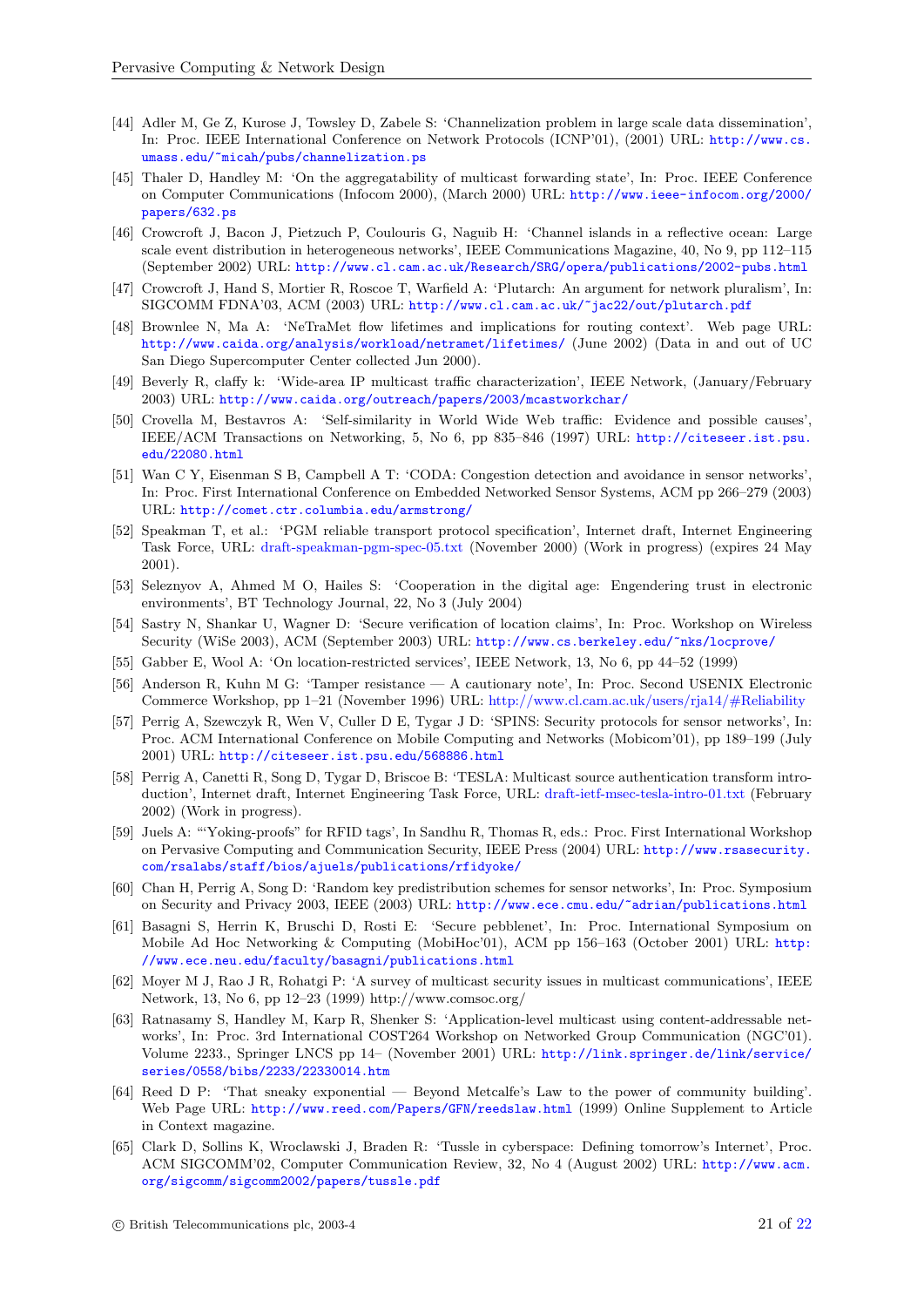[44] Adler M, Ge Z, Kurose J, Towsley D, Zabele S: 'Channelization problem in large scale data dissemination', In: Proc. IEEE International Conference on Network Protocols (ICNP'01), (2001) URL: http://www.cs.umass.edu/~micah/pubs/channelization.ps

[45] Thaler D, Handley M: 'On the aggregatability of multicast forwarding state', In: Proc. IEEE Conference on Computer Communications (Infocom 2000), (March 2000) URL: http://www.ieee-infocom.org/2000/papers/632.ps

[46] Crowcroft J, Bacon J, Pietzuch P, Coulouris G, Naguib H: 'Channel islands in a reflective ocean: Large scale event distribution in heterogeneous networks', IEEE Communications Magazine, 40, No 9, pp 112–115 (September 2002) URL: http://www.cl.cam.ac.uk/Research/SRG/opera/publications/2002-pubs.html

[47] Crowcroft J, Hand S, Mortier R, Roscoe T, Warfield A: 'Plutarch: An argument for network pluralism', In: SIGCOMM FDNA'03, ACM (2003) URL: http://www.cl.cam.ac.uk/~jac22/out/plutarch.pdf

[48] Brownlee N, Ma A: 'NeTraMet flow lifetimes and implications for routing context'. Web page URL: http://www.caida.org/analysis/workload/netramet/lifetimes/ (June 2002) (Data in and out of UC San Diego Supercomputer Center collected Jun 2000).

[49] Beverly R, claffy k: 'Wide-area IP multicast traffic characterization', IEEE Network, (January/February 2003) URL: http://www.caida.org/outreach/papers/2003/mcastworkchar/

[50] Crovella M, Bestavros A: 'Self-similarity in World Wide Web traffic: Evidence and possible causes', IEEE/ACM Transactions on Networking, 5, No 6, pp 835–846 (1997) URL: http://citeseer.ist.psu.edu/22080.html

[51] Wan C Y, Eisenman S B, Campbell A T: 'CODA: Congestion detection and avoidance in sensor networks', In: Proc. First International Conference on Embedded Networked Sensor Systems, ACM pp 266–279 (2003) URL: http://comet.ctr.columbia.edu/armstrong/

[52] Speakman T, et al.: 'PGM reliable transport protocol specification', Internet draft, Internet Engineering Task Force, URL: draft-speakman-pgm-spec-05.txt (November 2000) (Work in progress) (expires 24 May 2001).

[53] Seleznyov A, Ahmed M O, Hailes S: 'Cooperation in the digital age: Engendering trust in electronic environments', BT Technology Journal, 22, No 3 (July 2004)

[54] Sastry N, Shankar U, Wagner D: 'Secure verification of location claims', In: Proc. Workshop on Wireless Security (WiSe 2003), ACM (September 2003) URL: http://www.cs.berkeley.edu/~nks/locprove/

[55] Gabber E, Wool A: 'On location-restricted services', IEEE Network, 13, No 6, pp 44–52 (1999)

[56] Anderson R, Kuhn M G: 'Tamper resistance — A cautionary note', In: Proc. Second USENIX Electronic Commerce Workshop, pp 1–21 (November 1996) URL: http://www.cl.cam.ac.uk/users/rja14/#Reliability

[57] Perrig A, Szewczyk R, Wen V, Culler D E, Tygar J D: 'SPINS: Security protocols for sensor networks', In: Proc. ACM International Conference on Mobile Computing and Networks (Mobicom'01), pp 189–199 (July 2001) URL: http://citeseer.ist.psu.edu/568886.html

[58] Perrig A, Canetti R, Song D, Tygar D, Briscoe B: 'TESLA: Multicast source authentication transform introduction', Internet draft, Internet Engineering Task Force, URL: draft-ietf-msec-tesla-intro-01.txt (February 2002) (Work in progress).

[59] Juels A: '"Yoking-proofs" for RFID tags', In Sandhu R, Thomas R, eds.: Proc. First International Workshop on Pervasive Computing and Communication Security, IEEE Press (2004) URL: http://www.rsasecurity.com/rsalabs/staff/bios/ajuels/publications/rfidyoke/

[60] Chan H, Perrig A, Song D: 'Random key predistribution schemes for sensor networks', In: Proc. Symposium on Security and Privacy 2003, IEEE (2003) URL: http://www.ece.cmu.edu/~adrian/publications.html

[61] Basagni S, Herrin K, Bruschi D, Rosti E: 'Secure pebblenet', In: Proc. International Symposium on Mobile Ad Hoc Networking & Computing (MobiHoc'01), ACM pp 156–163 (October 2001) URL: http://www.ece.neu.edu/faculty/basagni/publications.html

[62] Moyer M J, Rao J R, Rohatgi P: 'A survey of multicast security issues in multicast communications', IEEE Network, 13, No 6, pp 12–23 (1999) http://www.comsoc.org/

[63] Ratnasamy S, Handley M, Karp R, Shenker S: 'Application-level multicast using content-addressable networks', In: Proc. 3rd International COST264 Workshop on Networked Group Communication (NGC'01). Volume 2233., Springer LNCS pp 14– (November 2001) URL: http://link.springer.de/link/service/series/0558/bibs/2233/22330014.htm

[64] Reed D P: 'That sneaky exponential — Beyond Metcalfe's Law to the power of community building'. Web Page URL: http://www.reed.com/Papers/GFN/reedslaw.html (1999) Online Supplement to Article in Context magazine.

[65] Clark D, Sollins K, Wroclawski J, Braden R: 'Tussle in cyberspace: Defining tomorrow's Internet', Proc. ACM SIGCOMM'02, Computer Communication Review, 32, No 4 (August 2002) URL: http://www.acm.org/sigcomm/sigcomm2002/papers/tussle.pdf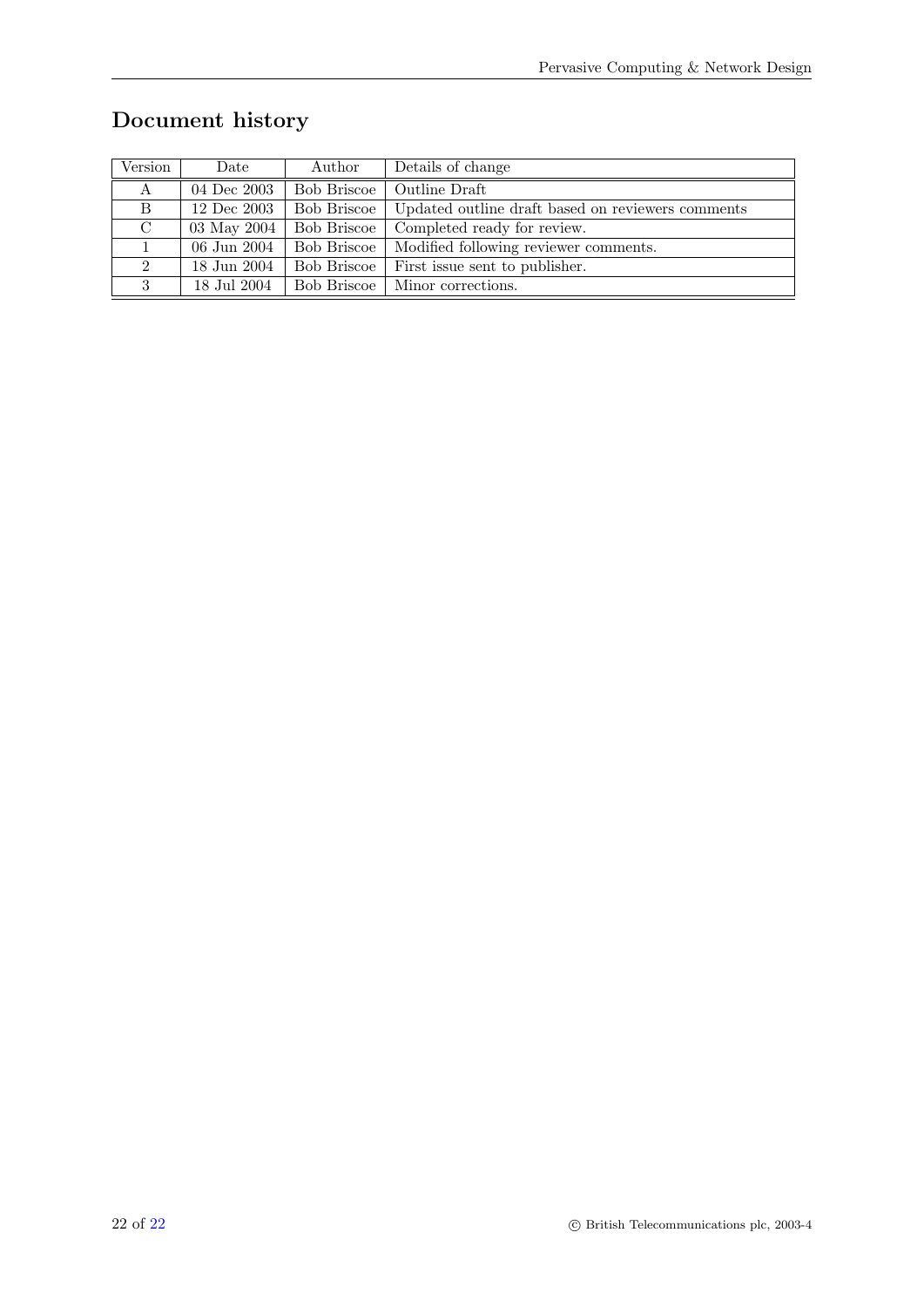## Document history

| Version | Date | Author | Details of change |
|---|---|---|---|
| A | 04 Dec 2003 | Bob Briscoe | Outline Draft |
| B | 12 Dec 2003 | Bob Briscoe | Updated outline draft based on reviewers comments |
| C | 03 May 2004 | Bob Briscoe | Completed ready for review. |
| 1 | 06 Jun 2004 | Bob Briscoe | Modified following reviewer comments. |
| 2 | 18 Jun 2004 | Bob Briscoe | First issue sent to publisher. |
| 3 | 18 Jul 2004 | Bob Briscoe | Minor corrections. |